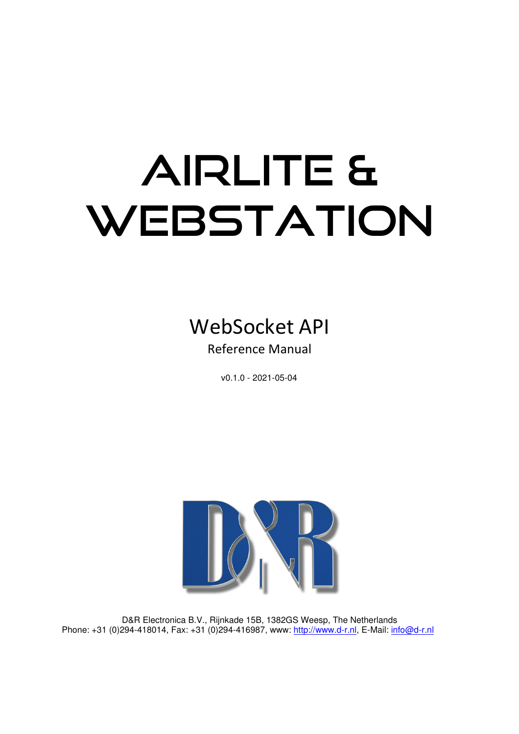# AIRLITE & WEBSTATION

## WebSocket API

Reference Manual

v0.1.0 - 2021-05-04

D&R Electronica B.V., Rijnkade 15B, 1382GS Weesp, The Netherlands
Phone: +31 (0)294-418014, Fax: +31 (0)294-416987, www: http://www.d-r.nl, E-Mail: info@d-r.nl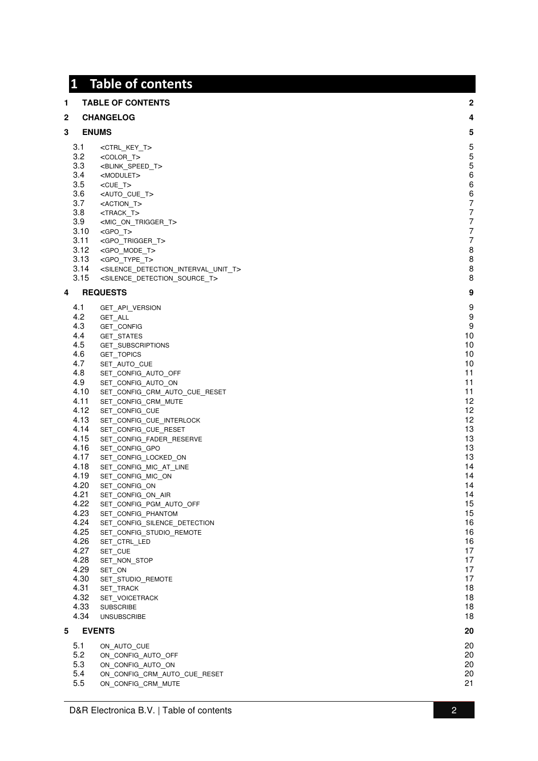# 1 Table of contents

| | | |
|---|---|---|
| **1** | **TABLE OF CONTENTS** | **2** |
| **2** | **CHANGELOG** | **4** |
| **3** | **ENUMS** | **5** |
| 3.1 | <CTRL_KEY_T> | 5 |
| 3.2 | <COLOR_T> | 5 |
| 3.3 | <BLINK_SPEED_T> | 5 |
| 3.4 | <MODULET> | 6 |
| 3.5 | <CUE_T> | 6 |
| 3.6 | <AUTO_CUE_T> | 6 |
| 3.7 | <ACTION_T> | 7 |
| 3.8 | <TRACK_T> | 7 |
| 3.9 | <MIC_ON_TRIGGER_T> | 7 |
| 3.10 | <GPO_T> | 7 |
| 3.11 | <GPO_TRIGGER_T> | 7 |
| 3.12 | <GPO_MODE_T> | 8 |
| 3.13 | <GPO_TYPE_T> | 8 |
| 3.14 | <SILENCE_DETECTION_INTERVAL_UNIT_T> | 8 |
| 3.15 | <SILENCE_DETECTION_SOURCE_T> | 8 |
| **4** | **REQUESTS** | **9** |
| 4.1 | GET_API_VERSION | 9 |
| 4.2 | GET_ALL | 9 |
| 4.3 | GET_CONFIG | 9 |
| 4.4 | GET_STATES | 10 |
| 4.5 | GET_SUBSCRIPTIONS | 10 |
| 4.6 | GET_TOPICS | 10 |
| 4.7 | SET_AUTO_CUE | 10 |
| 4.8 | SET_CONFIG_AUTO_OFF | 11 |
| 4.9 | SET_CONFIG_AUTO_ON | 11 |
| 4.10 | SET_CONFIG_CRM_AUTO_CUE_RESET | 11 |
| 4.11 | SET_CONFIG_CRM_MUTE | 12 |
| 4.12 | SET_CONFIG_CUE | 12 |
| 4.13 | SET_CONFIG_CUE_INTERLOCK | 12 |
| 4.14 | SET_CONFIG_CUE_RESET | 13 |
| 4.15 | SET_CONFIG_FADER_RESERVE | 13 |
| 4.16 | SET_CONFIG_GPO | 13 |
| 4.17 | SET_CONFIG_LOCKED_ON | 13 |
| 4.18 | SET_CONFIG_MIC_AT_LINE | 14 |
| 4.19 | SET_CONFIG_MIC_ON | 14 |
| 4.20 | SET_CONFIG_ON | 14 |
| 4.21 | SET_CONFIG_ON_AIR | 14 |
| 4.22 | SET_CONFIG_PGM_AUTO_OFF | 15 |
| 4.23 | SET_CONFIG_PHANTOM | 15 |
| 4.24 | SET_CONFIG_SILENCE_DETECTION | 16 |
| 4.25 | SET_CONFIG_STUDIO_REMOTE | 16 |
| 4.26 | SET_CTRL_LED | 16 |
| 4.27 | SET_CUE | 17 |
| 4.28 | SET_NON_STOP | 17 |
| 4.29 | SET_ON | 17 |
| 4.30 | SET_STUDIO_REMOTE | 17 |
| 4.31 | SET_TRACK | 18 |
| 4.32 | SET_VOICETRACK | 18 |
| 4.33 | SUBSCRIBE | 18 |
| 4.34 | UNSUBSCRIBE | 18 |
| **5** | **EVENTS** | **20** |
| 5.1 | ON_AUTO_CUE | 20 |
| 5.2 | ON_CONFIG_AUTO_OFF | 20 |
| 5.3 | ON_CONFIG_AUTO_ON | 20 |
| 5.4 | ON_CONFIG_CRM_AUTO_CUE_RESET | 20 |
| 5.5 | ON_CONFIG_CRM_MUTE | 21 |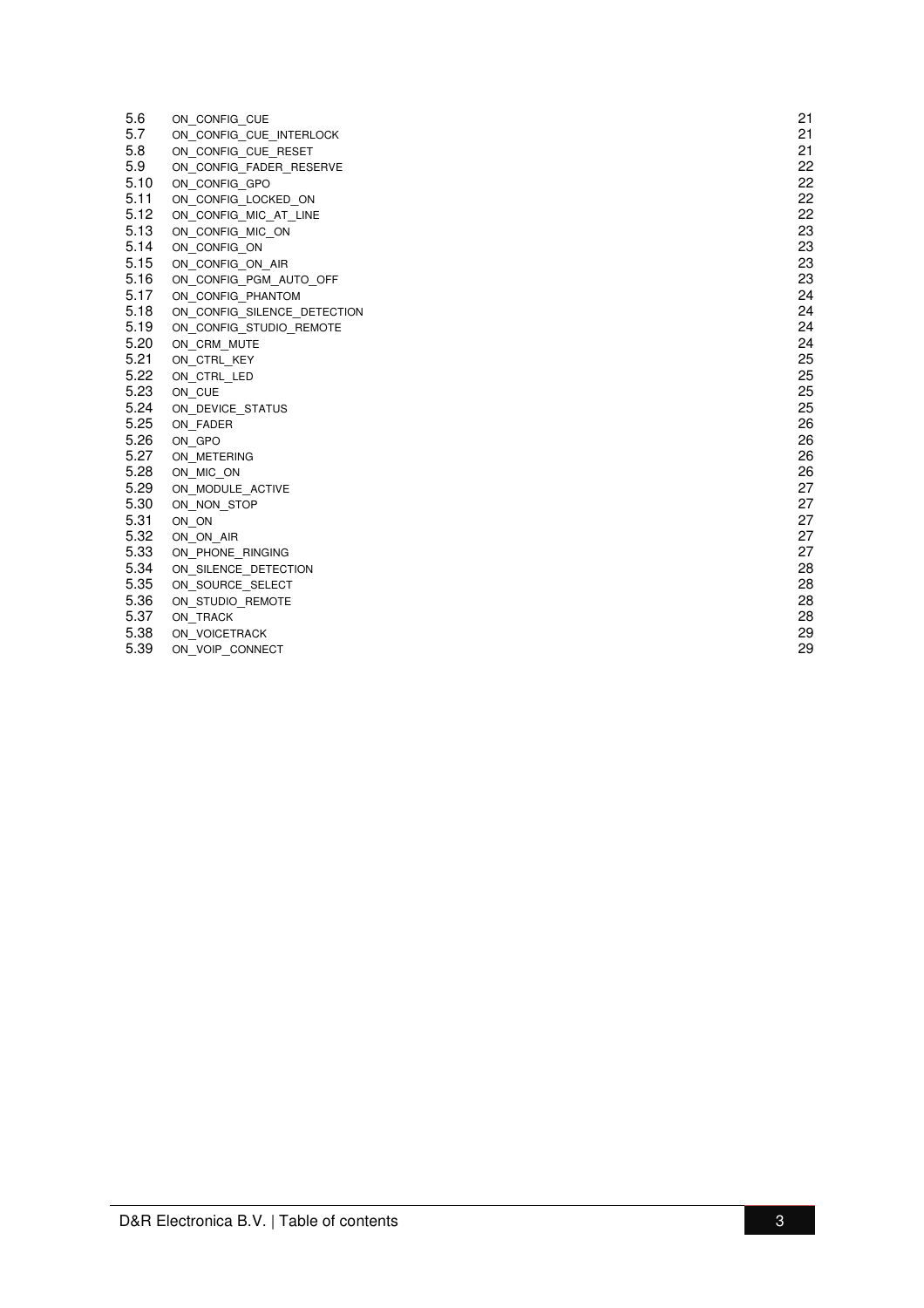| | | |
|---|---|---|
| 5.6 | ON_CONFIG_CUE | 21 |
| 5.7 | ON_CONFIG_CUE_INTERLOCK | 21 |
| 5.8 | ON_CONFIG_CUE_RESET | 21 |
| 5.9 | ON_CONFIG_FADER_RESERVE | 22 |
| 5.10 | ON_CONFIG_GPO | 22 |
| 5.11 | ON_CONFIG_LOCKED_ON | 22 |
| 5.12 | ON_CONFIG_MIC_AT_LINE | 22 |
| 5.13 | ON_CONFIG_MIC_ON | 23 |
| 5.14 | ON_CONFIG_ON | 23 |
| 5.15 | ON_CONFIG_ON_AIR | 23 |
| 5.16 | ON_CONFIG_PGM_AUTO_OFF | 23 |
| 5.17 | ON_CONFIG_PHANTOM | 24 |
| 5.18 | ON_CONFIG_SILENCE_DETECTION | 24 |
| 5.19 | ON_CONFIG_STUDIO_REMOTE | 24 |
| 5.20 | ON_CRM_MUTE | 24 |
| 5.21 | ON_CTRL_KEY | 25 |
| 5.22 | ON_CTRL_LED | 25 |
| 5.23 | ON_CUE | 25 |
| 5.24 | ON_DEVICE_STATUS | 25 |
| 5.25 | ON_FADER | 26 |
| 5.26 | ON_GPO | 26 |
| 5.27 | ON_METERING | 26 |
| 5.28 | ON_MIC_ON | 26 |
| 5.29 | ON_MODULE_ACTIVE | 27 |
| 5.30 | ON_NON_STOP | 27 |
| 5.31 | ON_ON | 27 |
| 5.32 | ON_ON_AIR | 27 |
| 5.33 | ON_PHONE_RINGING | 27 |
| 5.34 | ON_SILENCE_DETECTION | 28 |
| 5.35 | ON_SOURCE_SELECT | 28 |
| 5.36 | ON_STUDIO_REMOTE | 28 |
| 5.37 | ON_TRACK | 28 |
| 5.38 | ON_VOICETRACK | 29 |
| 5.39 | ON_VOIP_CONNECT | 29 |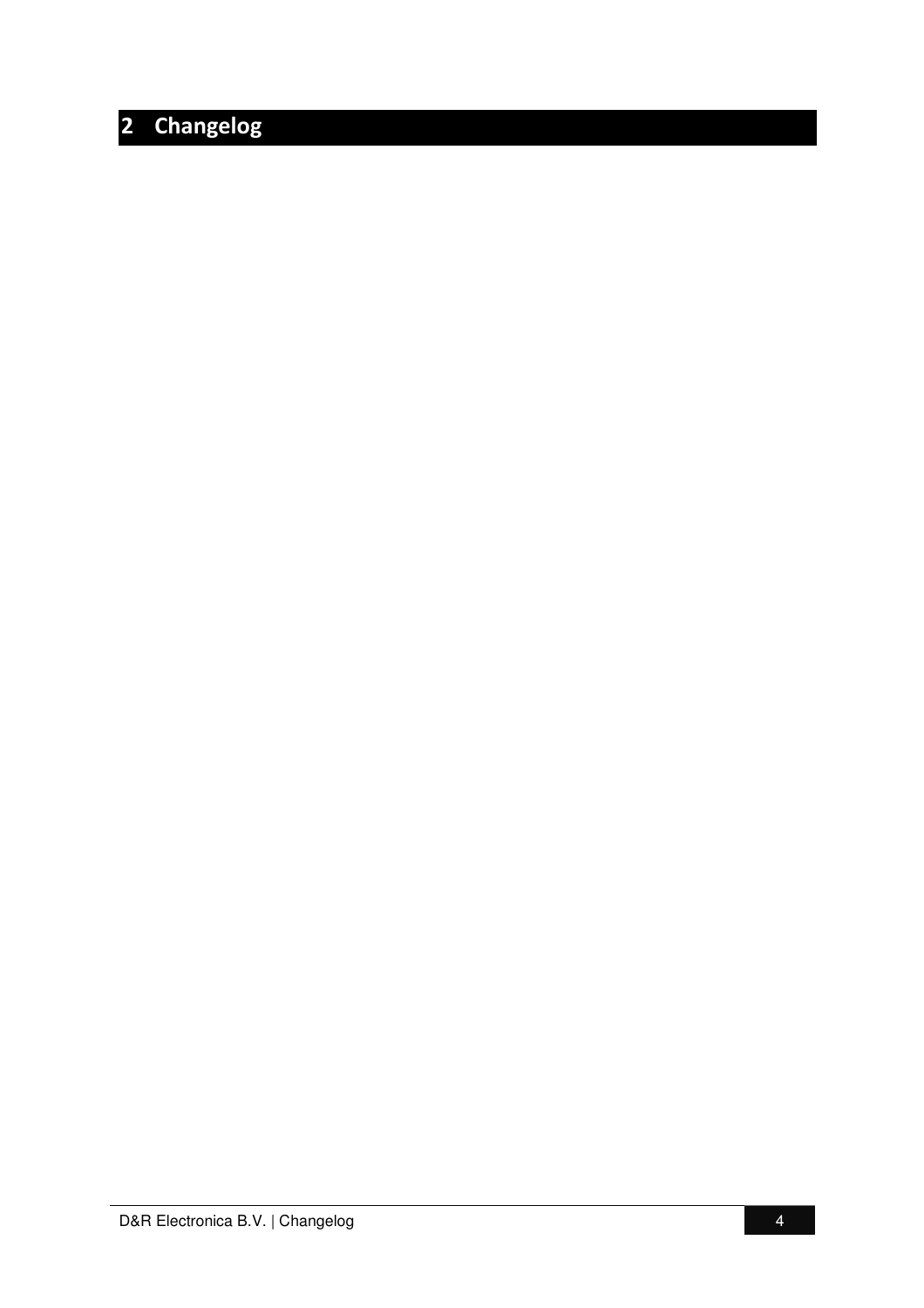# 2 Changelog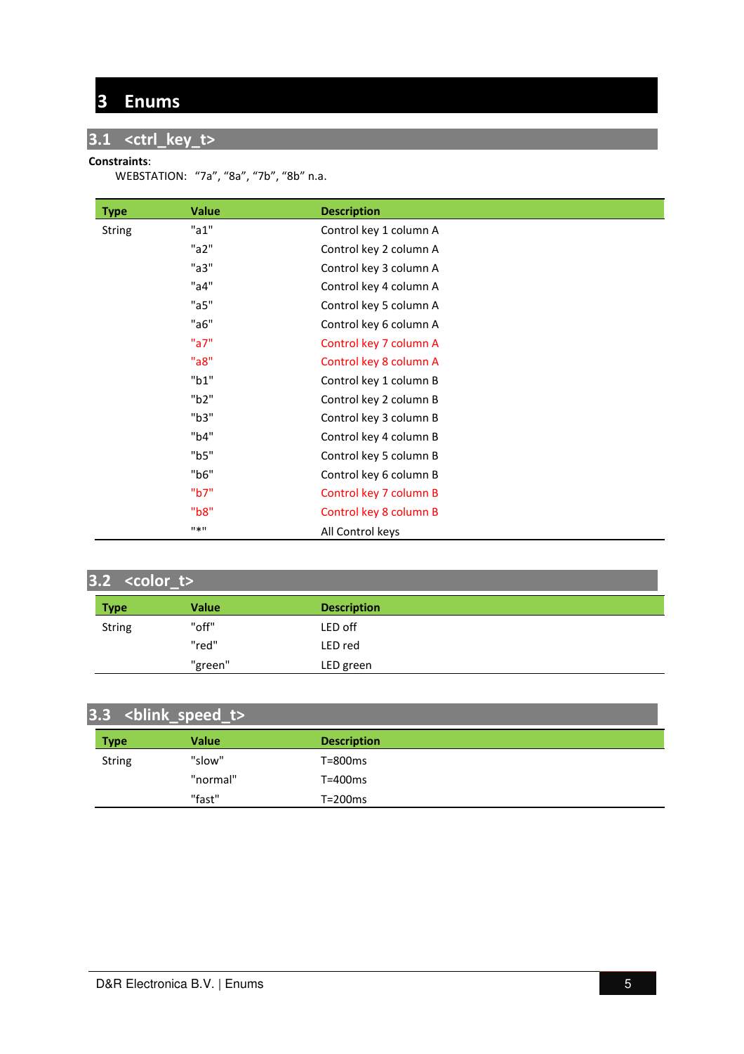# 3 Enums

## 3.1 <ctrl_key_t>

**Constraints**:
WEBSTATION: “7a”, “8a”, “7b”, “8b” n.a.

| Type | Value | Description |
|---|---|---|
| String | "a1" | Control key 1 column A |
| | "a2" | Control key 2 column A |
| | "a3" | Control key 3 column A |
| | "a4" | Control key 4 column A |
| | "a5" | Control key 5 column A |
| | "a6" | Control key 6 column A |
| | "a7" | Control key 7 column A |
| | "a8" | Control key 8 column A |
| | "b1" | Control key 1 column B |
| | "b2" | Control key 2 column B |
| | "b3" | Control key 3 column B |
| | "b4" | Control key 4 column B |
| | "b5" | Control key 5 column B |
| | "b6" | Control key 6 column B |
| | "b7" | Control key 7 column B |
| | "b8" | Control key 8 column B |
| | "*" | All Control keys |

## 3.2 <color_t>

| Type | Value | Description |
|---|---|---|
| String | "off" | LED off |
| | "red" | LED red |
| | "green" | LED green |

## 3.3 <blink_speed_t>

| Type | Value | Description |
|---|---|---|
| String | "slow" | T=800ms |
| | "normal" | T=400ms |
| | "fast" | T=200ms |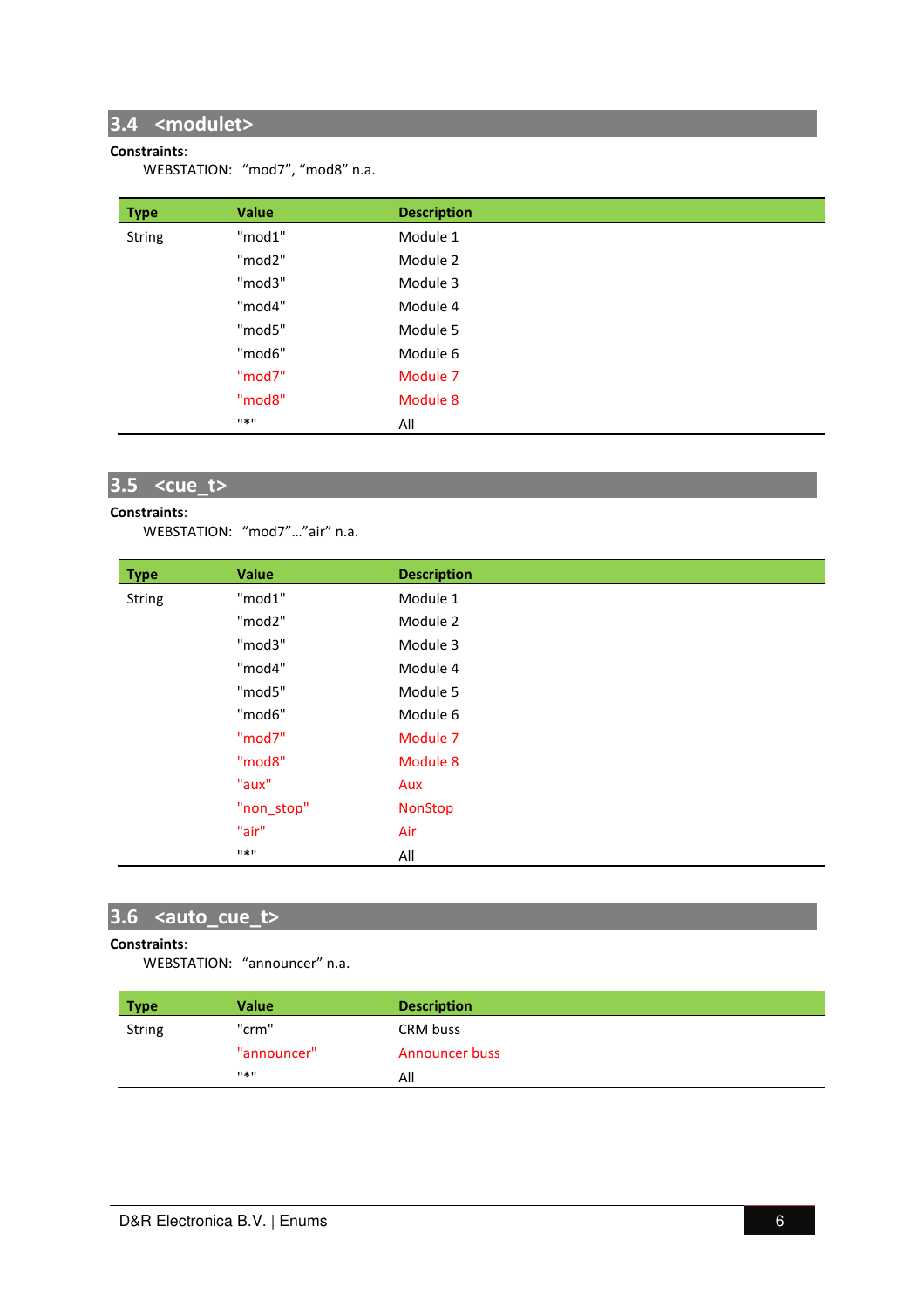## 3.4 <modulet>

**Constraints**:

WEBSTATION: “mod7”, “mod8” n.a.

| Type | Value | Description |
|---|---|---|
| String | "mod1" | Module 1 |
| | "mod2" | Module 2 |
| | "mod3" | Module 3 |
| | "mod4" | Module 4 |
| | "mod5" | Module 5 |
| | "mod6" | Module 6 |
| | "mod7" | Module 7 |
| | "mod8" | Module 8 |
| | "*" | All |

## 3.5 <cue_t>

**Constraints**:

WEBSTATION: “mod7”…”air” n.a.

| Type | Value | Description |
|---|---|---|
| String | "mod1" | Module 1 |
| | "mod2" | Module 2 |
| | "mod3" | Module 3 |
| | "mod4" | Module 4 |
| | "mod5" | Module 5 |
| | "mod6" | Module 6 |
| | "mod7" | Module 7 |
| | "mod8" | Module 8 |
| | "aux" | Aux |
| | "non_stop" | NonStop |
| | "air" | Air |
| | "*" | All |

## 3.6 <auto_cue_t>

**Constraints**:

WEBSTATION: “announcer” n.a.

| Type | Value | Description |
|---|---|---|
| String | "crm" | CRM buss |
| | "announcer" | Announcer buss |
| | "*" | All |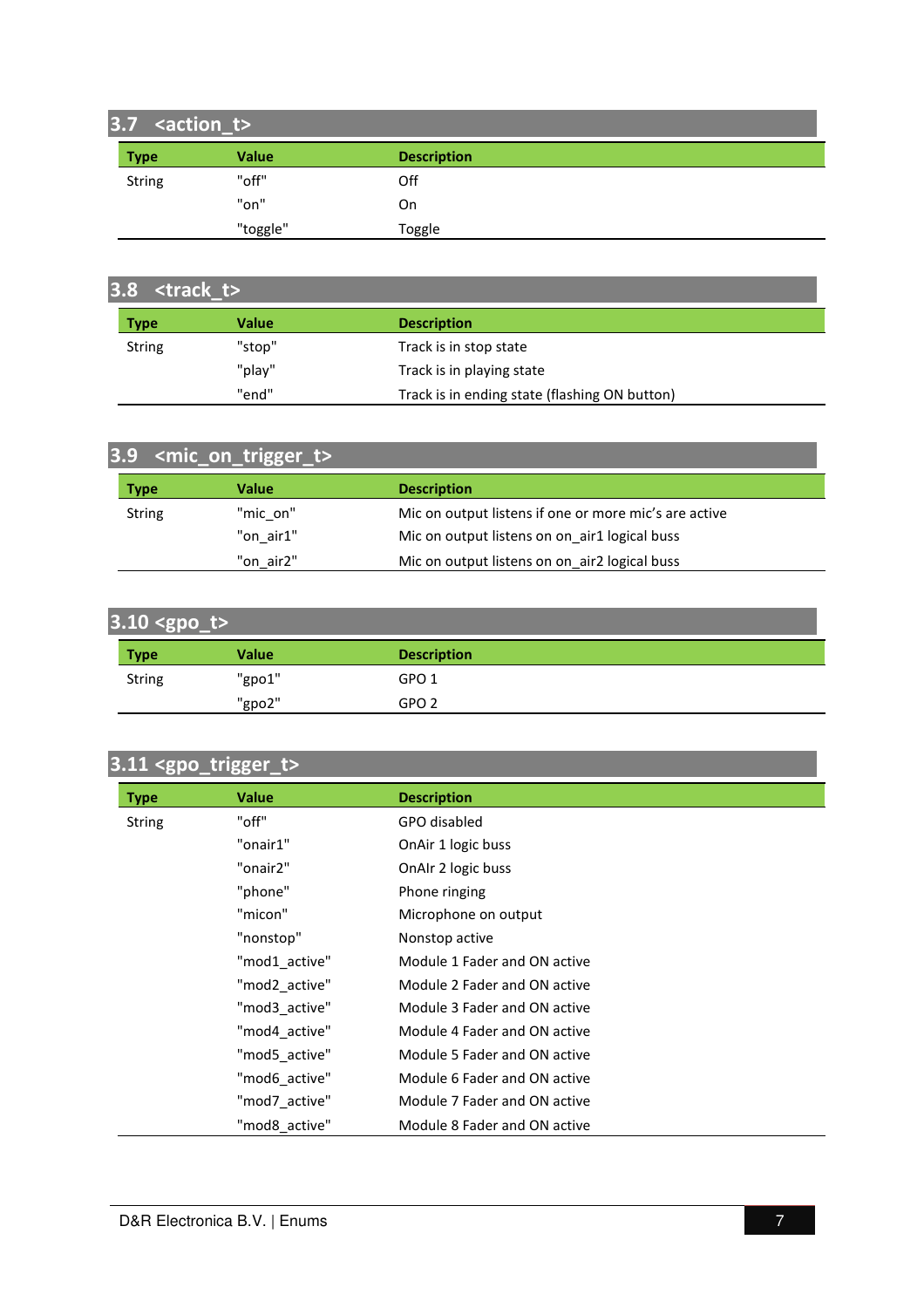## 3.7 <action_t>

| Type | Value | Description |
|---|---|---|
| String | "off" | Off |
| | "on" | On |
| | "toggle" | Toggle |

## 3.8 <track_t>

| Type | Value | Description |
|---|---|---|
| String | "stop" | Track is in stop state |
| | "play" | Track is in playing state |
| | "end" | Track is in ending state (flashing ON button) |

## 3.9 <mic_on_trigger_t>

| Type | Value | Description |
|---|---|---|
| String | "mic_on" | Mic on output listens if one or more mic's are active |
| | "on_air1" | Mic on output listens on on_air1 logical buss |
| | "on_air2" | Mic on output listens on on_air2 logical buss |

## 3.10 <gpo_t>

| Type | Value | Description |
|---|---|---|
| String | "gpo1" | GPO 1 |
| | "gpo2" | GPO 2 |

## 3.11 <gpo_trigger_t>

| Type | Value | Description |
|---|---|---|
| String | "off" | GPO disabled |
| | "onair1" | OnAir 1 logic buss |
| | "onair2" | OnAIr 2 logic buss |
| | "phone" | Phone ringing |
| | "micon" | Microphone on output |
| | "nonstop" | Nonstop active |
| | "mod1_active" | Module 1 Fader and ON active |
| | "mod2_active" | Module 2 Fader and ON active |
| | "mod3_active" | Module 3 Fader and ON active |
| | "mod4_active" | Module 4 Fader and ON active |
| | "mod5_active" | Module 5 Fader and ON active |
| | "mod6_active" | Module 6 Fader and ON active |
| | "mod7_active" | Module 7 Fader and ON active |
| | "mod8_active" | Module 8 Fader and ON active |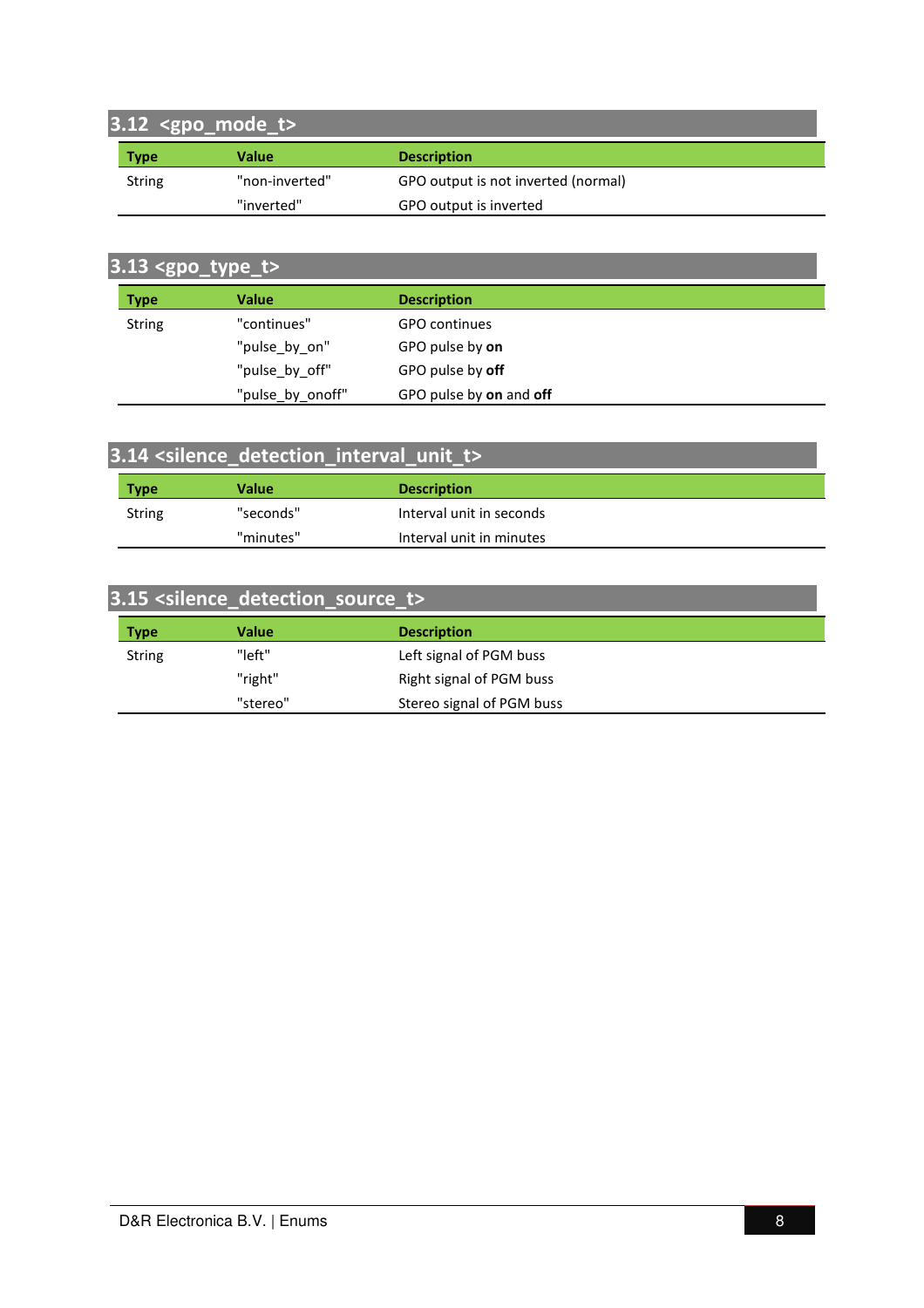## 3.12 <gpo_mode_t>

| Type | Value | Description |
|---|---|---|
| String | "non-inverted" | GPO output is not inverted (normal) |
| | "inverted" | GPO output is inverted |

## 3.13 <gpo_type_t>

| Type | Value | Description |
|---|---|---|
| String | "continues" | GPO continues |
| | "pulse_by_on" | GPO pulse by **on** |
| | "pulse_by_off" | GPO pulse by **off** |
| | "pulse_by_onoff" | GPO pulse by **on** and **off** |

## 3.14 <silence_detection_interval_unit_t>

| Type | Value | Description |
|---|---|---|
| String | "seconds" | Interval unit in seconds |
| | "minutes" | Interval unit in minutes |

## 3.15 <silence_detection_source_t>

| Type | Value | Description |
|---|---|---|
| String | "left" | Left signal of PGM buss |
| | "right" | Right signal of PGM buss |
| | "stereo" | Stereo signal of PGM buss |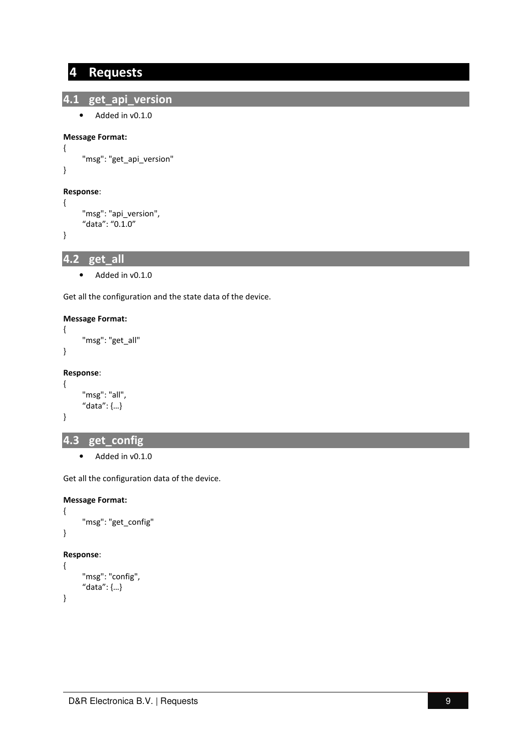# 4 Requests

## 4.1 get_api_version

- Added in v0.1.0

**Message Format:**

```
{
    "msg": "get_api_version"
}
```

**Response**:

```
{
    "msg": "api_version",
    “data”: “0.1.0”
}
```

## 4.2 get_all

- Added in v0.1.0

Get all the configuration and the state data of the device.

**Message Format:**

```
{
    "msg": "get_all"
}
```

**Response**:

```
{
    "msg": "all",
    “data”: {…}
}
```

## 4.3 get_config

- Added in v0.1.0

Get all the configuration data of the device.

**Message Format:**

```
{
    "msg": "get_config"
}
```

**Response**:

```
{
    "msg": "config",
    “data”: {…}
}
```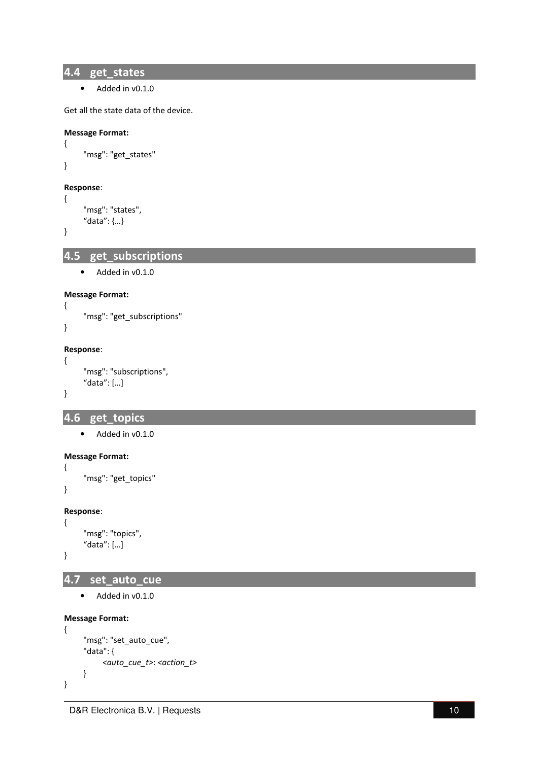## 4.4 get_states

- Added in v0.1.0

Get all the state data of the device.

**Message Format:**

```
{
    "msg": "get_states"
}
```

**Response**:

```
{
    "msg": "states",
    “data”: {…}
}
```

## 4.5 get_subscriptions

- Added in v0.1.0

**Message Format:**

```
{
    "msg": "get_subscriptions"
}
```

**Response**:

```
{
    "msg": "subscriptions",
    “data”: […]
}
```

## 4.6 get_topics

- Added in v0.1.0

**Message Format:**

```
{
    "msg": "get_topics"
}
```

**Response**:

```
{
    "msg": "topics",
    “data”: […]
}
```

## 4.7 set_auto_cue

- Added in v0.1.0

**Message Format:**

```
{
    "msg": "set_auto_cue",
    "data": {
        <auto_cue_t>: <action_t>
    }
}
```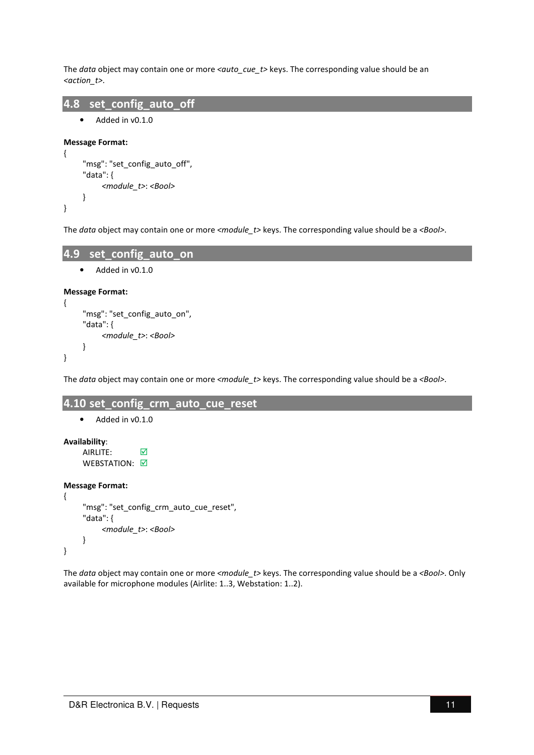The *data* object may contain one or more *<auto_cue_t>* keys. The corresponding value should be an *<action_t>*.

## 4.8 set_config_auto_off

- Added in v0.1.0

**Message Format:**

```
{
    "msg": "set_config_auto_off",
    "data": {
        <module_t>: <Bool>
    }
}
```

The *data* object may contain one or more *<module_t>* keys. The corresponding value should be a *<Bool>*.

## 4.9 set_config_auto_on

- Added in v0.1.0

**Message Format:**

```
{
    "msg": "set_config_auto_on",
    "data": {
        <module_t>: <Bool>
    }
}
```

The *data* object may contain one or more *<module_t>* keys. The corresponding value should be a *<Bool>*.

## 4.10 set_config_crm_auto_cue_reset

- Added in v0.1.0

**Availability**:

AIRLITE: ☑
WEBSTATION: ☑

**Message Format:**

```
{
    "msg": "set_config_crm_auto_cue_reset",
    "data": {
        <module_t>: <Bool>
    }
}
```

The *data* object may contain one or more *<module_t>* keys. The corresponding value should be a *<Bool>*. Only available for microphone modules (Airlite: 1..3, Webstation: 1..2).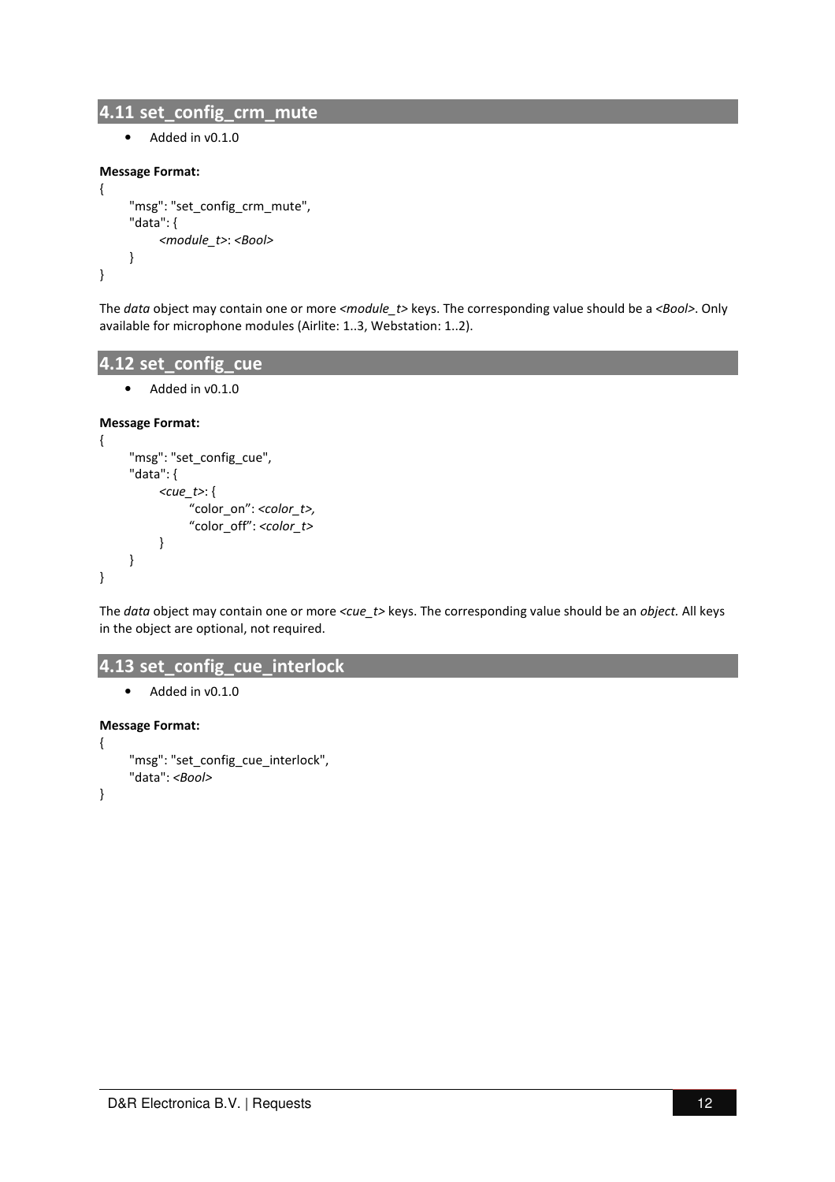## 4.11 set_config_crm_mute

- Added in v0.1.0

**Message Format:**

```
{
    "msg": "set_config_crm_mute",
    "data": {
        <module_t>: <Bool>
    }
}
```

The *data* object may contain one or more *<module_t>* keys. The corresponding value should be a *<Bool>*. Only available for microphone modules (Airlite: 1..3, Webstation: 1..2).

## 4.12 set_config_cue

- Added in v0.1.0

**Message Format:**

```
{
    "msg": "set_config_cue",
    "data": {
        <cue_t>: {
            "color_on": <color_t>,
            "color_off": <color_t>
        }
    }
}
```

The *data* object may contain one or more *<cue_t>* keys. The corresponding value should be an *object.* All keys in the object are optional, not required.

## 4.13 set_config_cue_interlock

- Added in v0.1.0

**Message Format:**

```
{
    "msg": "set_config_cue_interlock",
    "data": <Bool>
}
```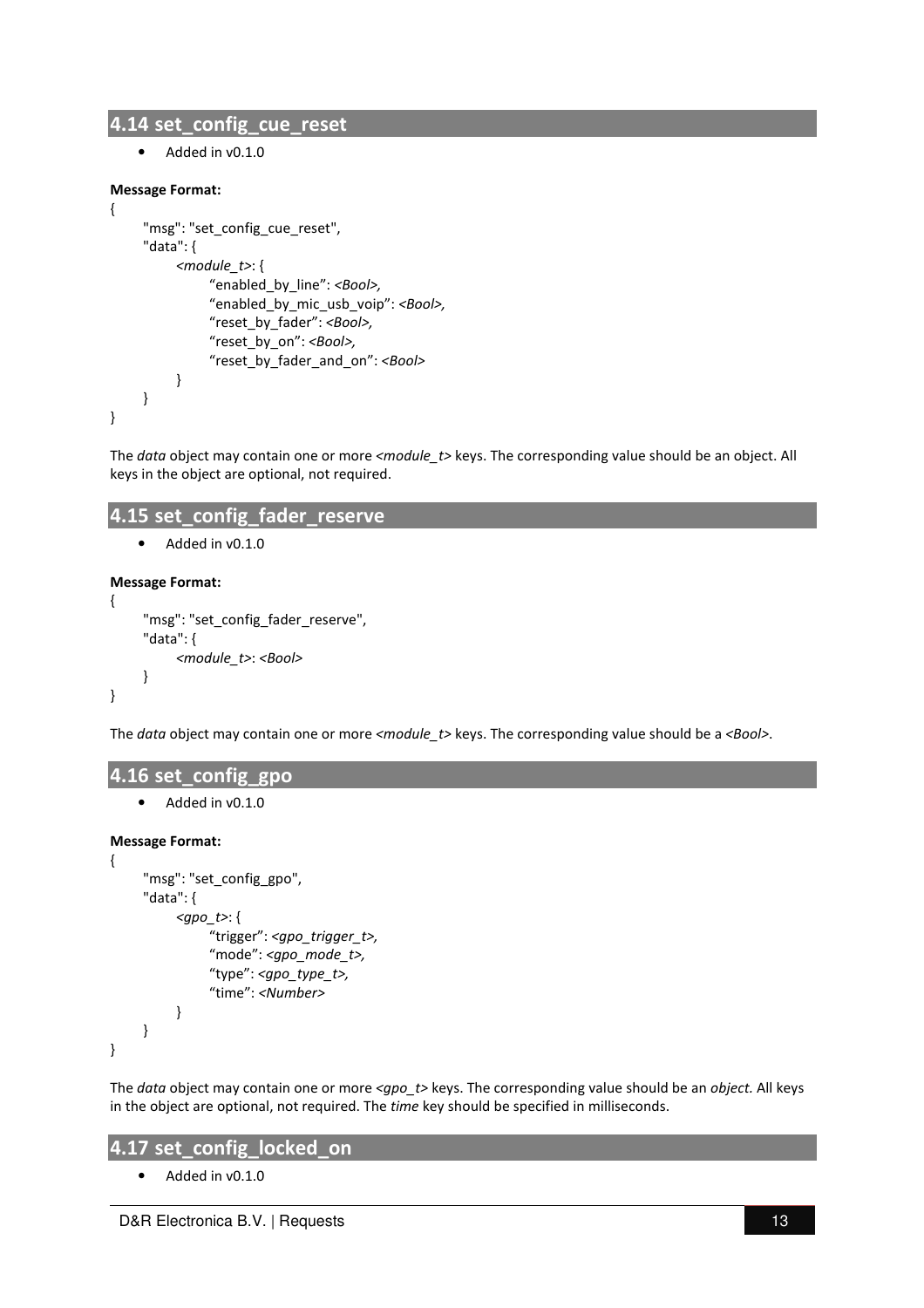## 4.14 set_config_cue_reset

- Added in v0.1.0

**Message Format:**

```
{
    "msg": "set_config_cue_reset",
    "data": {
        <module_t>: {
            "enabled_by_line": <Bool>,
            "enabled_by_mic_usb_voip": <Bool>,
            "reset_by_fader": <Bool>,
            "reset_by_on": <Bool>,
            "reset_by_fader_and_on": <Bool>
        }
    }
}
```

The *data* object may contain one or more *<module_t>* keys. The corresponding value should be an object. All keys in the object are optional, not required.

## 4.15 set_config_fader_reserve

- Added in v0.1.0

**Message Format:**

```
{
    "msg": "set_config_fader_reserve",
    "data": {
        <module_t>: <Bool>
    }
}
```

The *data* object may contain one or more *<module_t>* keys. The corresponding value should be a *<Bool>*.

## 4.16 set_config_gpo

- Added in v0.1.0

**Message Format:**

```
{
    "msg": "set_config_gpo",
    "data": {
        <gpo_t>: {
            "trigger": <gpo_trigger_t>,
            "mode": <gpo_mode_t>,
            "type": <gpo_type_t>,
            "time": <Number>
        }
    }
}
```

The *data* object may contain one or more *<gpo_t>* keys. The corresponding value should be an *object.* All keys in the object are optional, not required. The *time* key should be specified in milliseconds.

## 4.17 set_config_locked_on

- Added in v0.1.0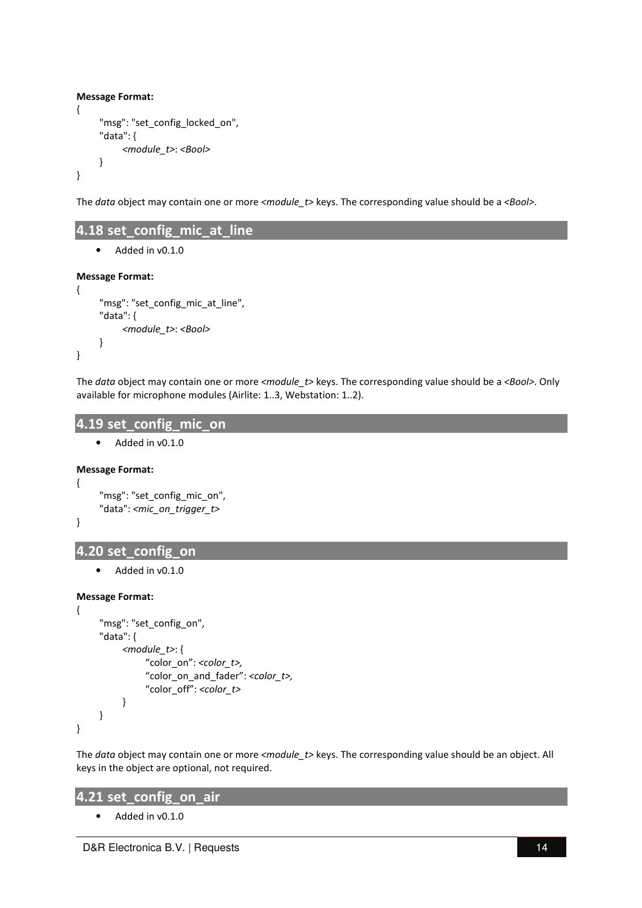**Message Format:**

```
{
    "msg": "set_config_locked_on",
    "data": {
        <module_t>: <Bool>
    }
}
```

The *data* object may contain one or more *<module_t>* keys. The corresponding value should be a *<Bool>*.

## 4.18 set_config_mic_at_line

- Added in v0.1.0

**Message Format:**

```
{
    "msg": "set_config_mic_at_line",
    "data": {
        <module_t>: <Bool>
    }
}
```

The *data* object may contain one or more *<module_t>* keys. The corresponding value should be a *<Bool>*. Only available for microphone modules (Airlite: 1..3, Webstation: 1..2).

## 4.19 set_config_mic_on

- Added in v0.1.0

**Message Format:**

```
{
    "msg": "set_config_mic_on",
    "data": <mic_on_trigger_t>
}
```

## 4.20 set_config_on

- Added in v0.1.0

**Message Format:**

```
{
    "msg": "set_config_on",
    "data": {
        <module_t>: {
            "color_on": <color_t>,
            "color_on_and_fader": <color_t>,
            "color_off": <color_t>
        }
    }
}
```

The *data* object may contain one or more *<module_t>* keys. The corresponding value should be an object. All keys in the object are optional, not required.

## 4.21 set_config_on_air

- Added in v0.1.0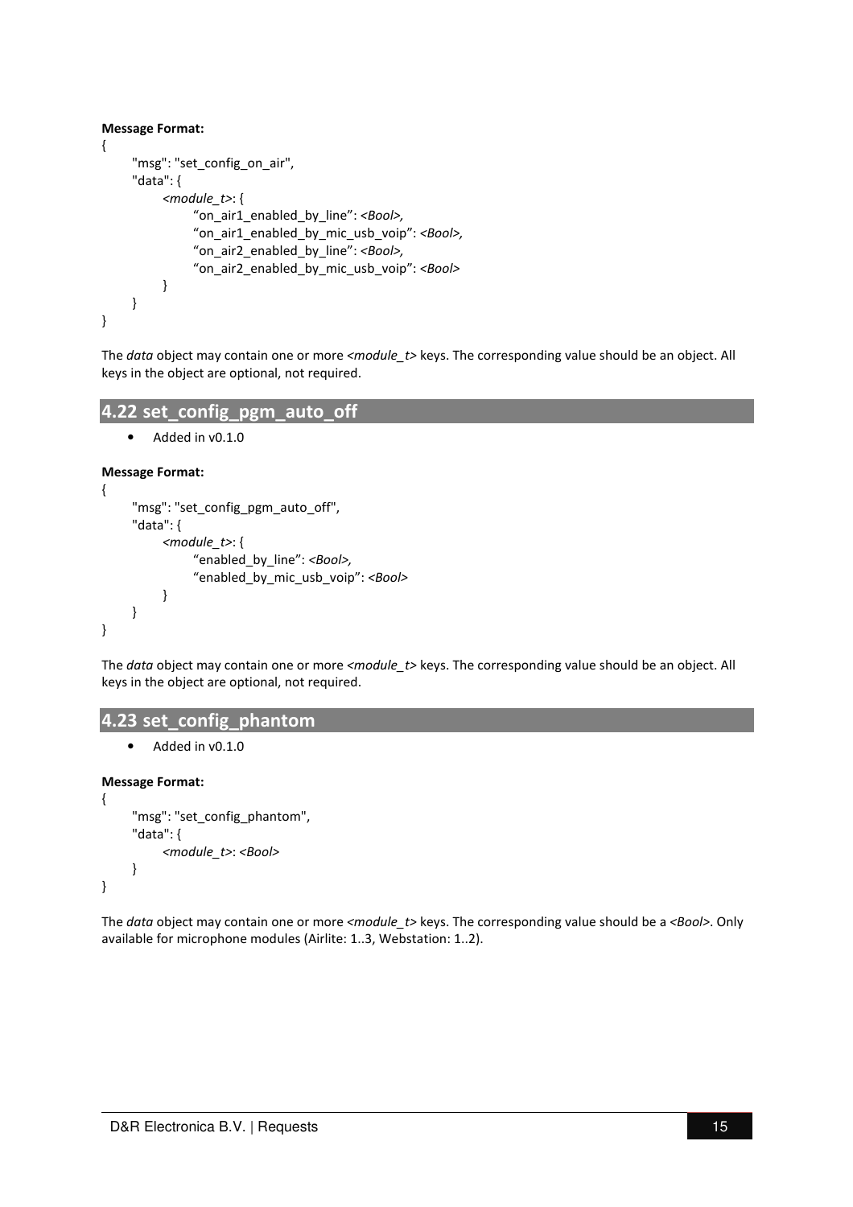**Message Format:**

```
{
    "msg": "set_config_on_air",
    "data": {
        <module_t>: {
            "on_air1_enabled_by_line": <Bool>,
            "on_air1_enabled_by_mic_usb_voip": <Bool>,
            "on_air2_enabled_by_line": <Bool>,
            "on_air2_enabled_by_mic_usb_voip": <Bool>
        }
    }
}
```

The *data* object may contain one or more *<module_t>* keys. The corresponding value should be an object. All keys in the object are optional, not required.

## 4.22 set_config_pgm_auto_off

- Added in v0.1.0

**Message Format:**

```
{
    "msg": "set_config_pgm_auto_off",
    "data": {
        <module_t>: {
            "enabled_by_line": <Bool>,
            "enabled_by_mic_usb_voip": <Bool>
        }
    }
}
```

The *data* object may contain one or more *<module_t>* keys. The corresponding value should be an object. All keys in the object are optional, not required.

## 4.23 set_config_phantom

- Added in v0.1.0

**Message Format:**

```
{
    "msg": "set_config_phantom",
    "data": {
        <module_t>: <Bool>
    }
}
```

The *data* object may contain one or more *<module_t>* keys. The corresponding value should be a *<Bool>*. Only available for microphone modules (Airlite: 1..3, Webstation: 1..2).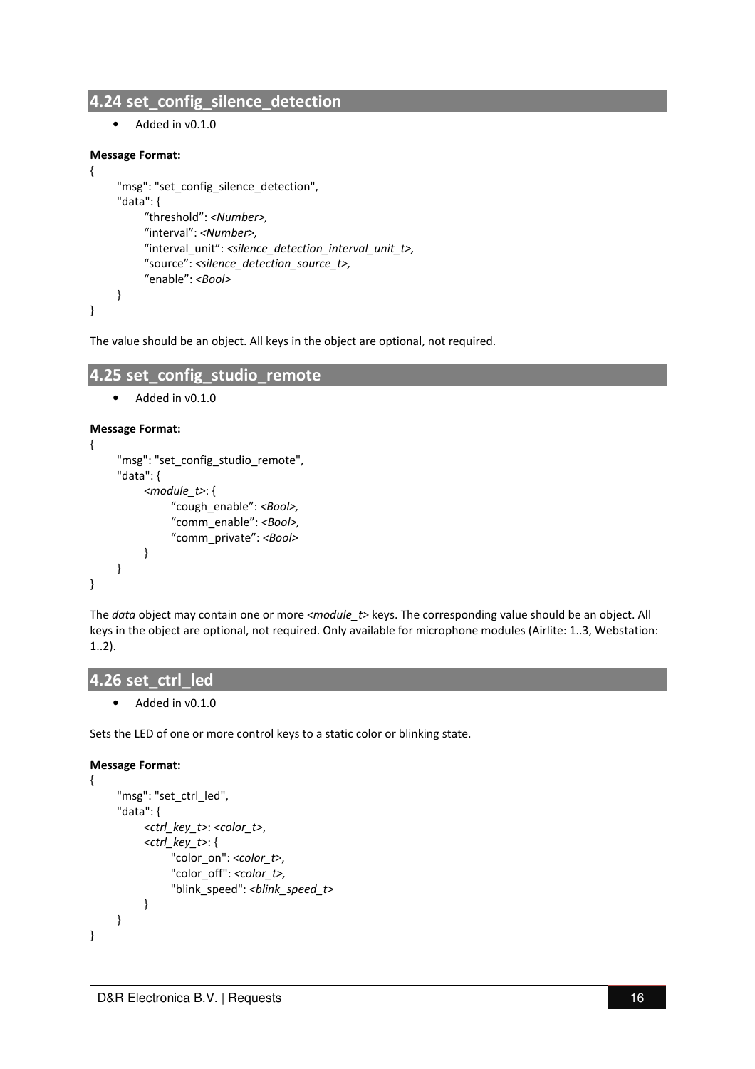## 4.24 set_config_silence_detection

- Added in v0.1.0

**Message Format:**

```
{
    "msg": "set_config_silence_detection",
    "data": {
        "threshold": <Number>,
        "interval": <Number>,
        "interval_unit": <silence_detection_interval_unit_t>,
        "source": <silence_detection_source_t>,
        "enable": <Bool>
    }
}
```

The value should be an object. All keys in the object are optional, not required.

## 4.25 set_config_studio_remote

- Added in v0.1.0

**Message Format:**

```
{
    "msg": "set_config_studio_remote",
    "data": {
        <module_t>: {
            "cough_enable": <Bool>,
            "comm_enable": <Bool>,
            "comm_private": <Bool>
        }
    }
}
```

The *data* object may contain one or more *<module_t>* keys. The corresponding value should be an object. All keys in the object are optional, not required. Only available for microphone modules (Airlite: 1..3, Webstation: 1..2).

## 4.26 set_ctrl_led

- Added in v0.1.0

Sets the LED of one or more control keys to a static color or blinking state.

**Message Format:**

```
{
    "msg": "set_ctrl_led",
    "data": {
        <ctrl_key_t>: <color_t>,
        <ctrl_key_t>: {
            "color_on": <color_t>,
            "color_off": <color_t>,
            "blink_speed": <blink_speed_t>
        }
    }
}
```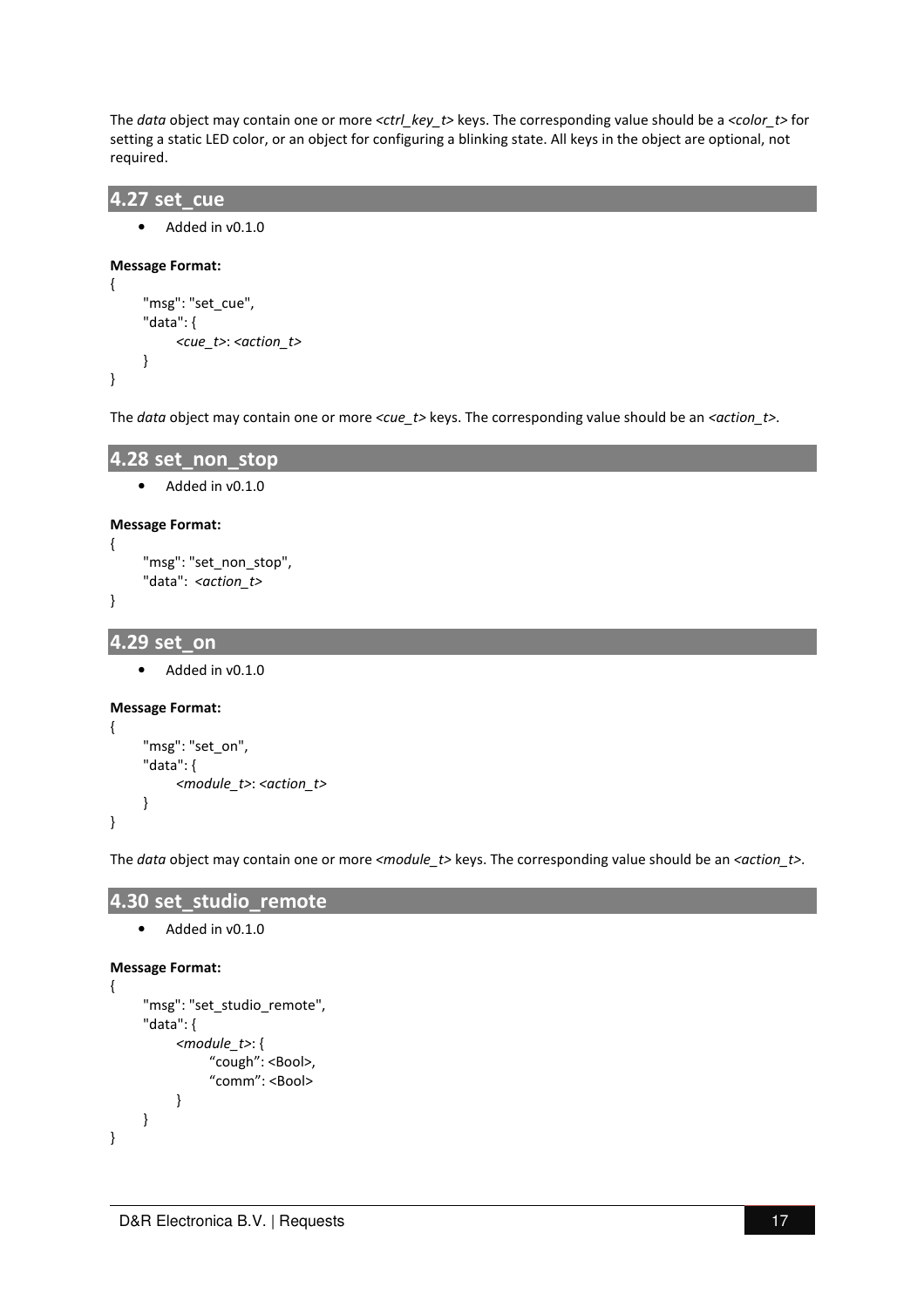The *data* object may contain one or more *<ctrl_key_t>* keys. The corresponding value should be a *<color_t>* for setting a static LED color, or an object for configuring a blinking state. All keys in the object are optional, not required.

## 4.27 set_cue

- Added in v0.1.0

**Message Format:**

```
{
    "msg": "set_cue",
    "data": {
        <cue_t>: <action_t>
    }
}
```

The *data* object may contain one or more *<cue_t>* keys. The corresponding value should be an *<action_t>*.

## 4.28 set_non_stop

- Added in v0.1.0

**Message Format:**

```
{
    "msg": "set_non_stop",
    "data":  <action_t>
}
```

## 4.29 set_on

- Added in v0.1.0

**Message Format:**

```
{
    "msg": "set_on",
    "data": {
        <module_t>: <action_t>
    }
}
```

The *data* object may contain one or more *<module_t>* keys. The corresponding value should be an *<action_t>*.

## 4.30 set_studio_remote

- Added in v0.1.0

**Message Format:**

```
{
    "msg": "set_studio_remote",
    "data": {
        <module_t>: {
            “cough”: <Bool>,
            “comm”: <Bool>
        }
    }
}
```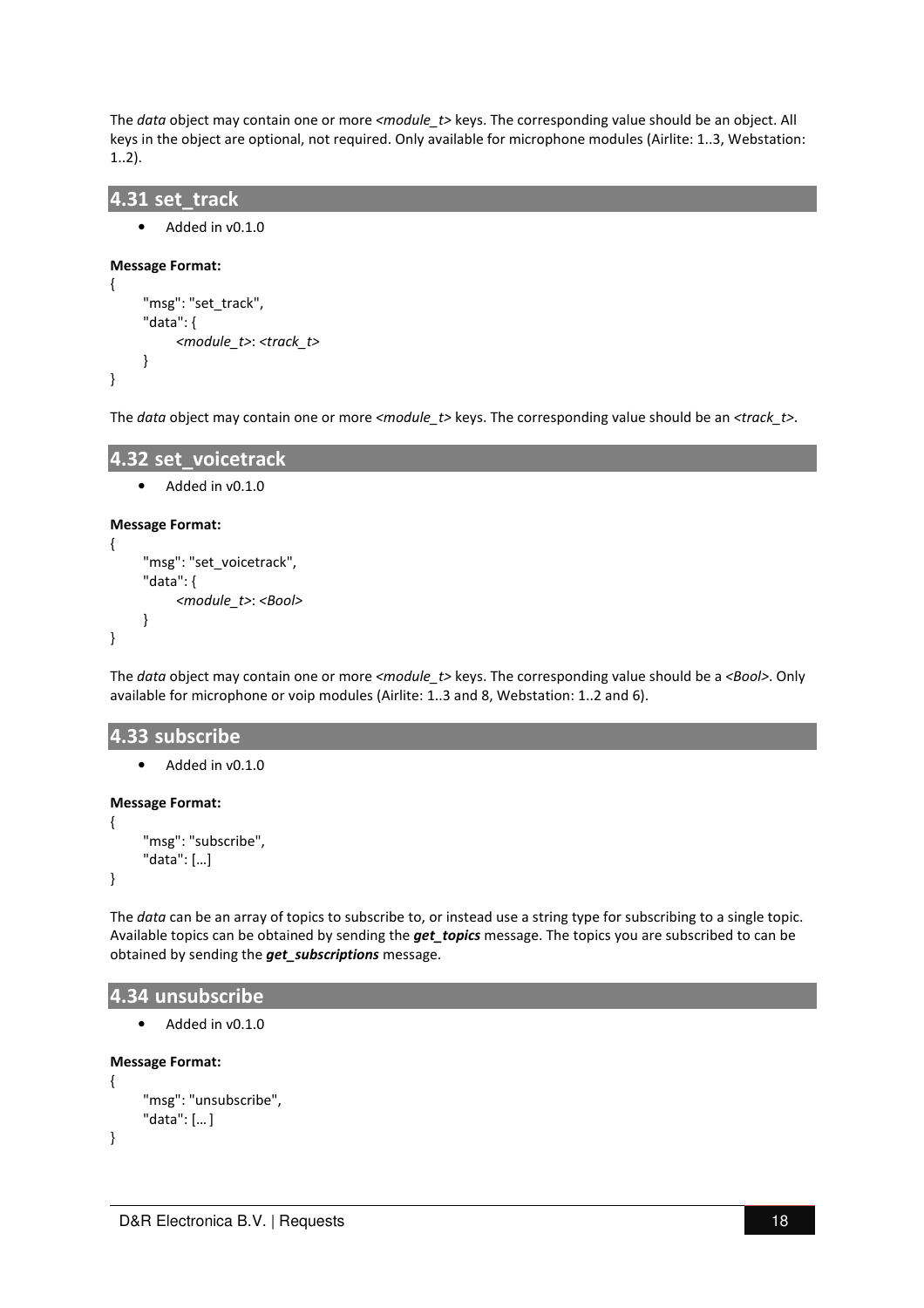The *data* object may contain one or more *<module_t>* keys. The corresponding value should be an object. All keys in the object are optional, not required. Only available for microphone modules (Airlite: 1..3, Webstation: 1..2).

## 4.31 set_track

- Added in v0.1.0

**Message Format:**

```
{
    "msg": "set_track",
    "data": {
        <module_t>: <track_t>
    }
}
```

The *data* object may contain one or more *<module_t>* keys. The corresponding value should be an *<track_t>*.

## 4.32 set_voicetrack

- Added in v0.1.0

**Message Format:**

```
{
    "msg": "set_voicetrack",
    "data": {
        <module_t>: <Bool>
    }
}
```

The *data* object may contain one or more *<module_t>* keys. The corresponding value should be a *<Bool>*. Only available for microphone or voip modules (Airlite: 1..3 and 8, Webstation: 1..2 and 6).

## 4.33 subscribe

- Added in v0.1.0

**Message Format:**

```
{
    "msg": "subscribe",
    "data": […]
}
```

The *data* can be an array of topics to subscribe to, or instead use a string type for subscribing to a single topic. Available topics can be obtained by sending the ***get_topics*** message. The topics you are subscribed to can be obtained by sending the ***get_subscriptions*** message.

## 4.34 unsubscribe

- Added in v0.1.0

**Message Format:**

```
{
    "msg": "unsubscribe",
    "data": [… ]
}
```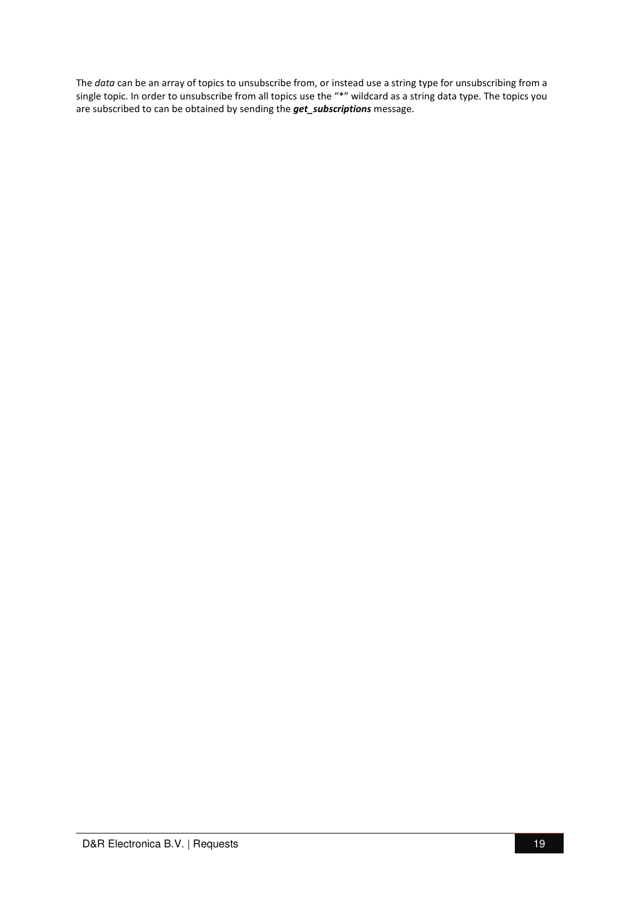The *data* can be an array of topics to unsubscribe from, or instead use a string type for unsubscribing from a single topic. In order to unsubscribe from all topics use the "*" wildcard as a string data type. The topics you are subscribed to can be obtained by sending the ***get_subscriptions*** message.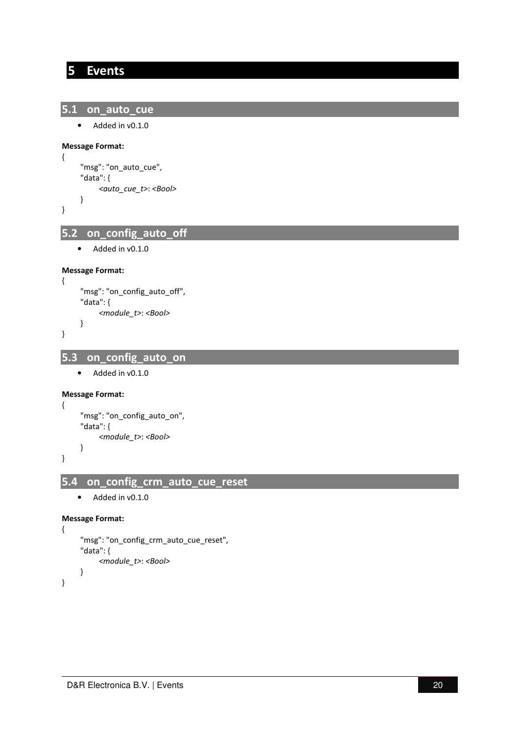# 5 Events

## 5.1 on_auto_cue

- Added in v0.1.0

**Message Format:**

```
{
    "msg": "on_auto_cue",
    "data": {
        <auto_cue_t>: <Bool>
    }
}
```

## 5.2 on_config_auto_off

- Added in v0.1.0

**Message Format:**

```
{
    "msg": "on_config_auto_off",
    "data": {
        <module_t>: <Bool>
    }
}
```

## 5.3 on_config_auto_on

- Added in v0.1.0

**Message Format:**

```
{
    "msg": "on_config_auto_on",
    "data": {
        <module_t>: <Bool>
    }
}
```

## 5.4 on_config_crm_auto_cue_reset

- Added in v0.1.0

**Message Format:**

```
{
    "msg": "on_config_crm_auto_cue_reset",
    "data": {
        <module_t>: <Bool>
    }
}
```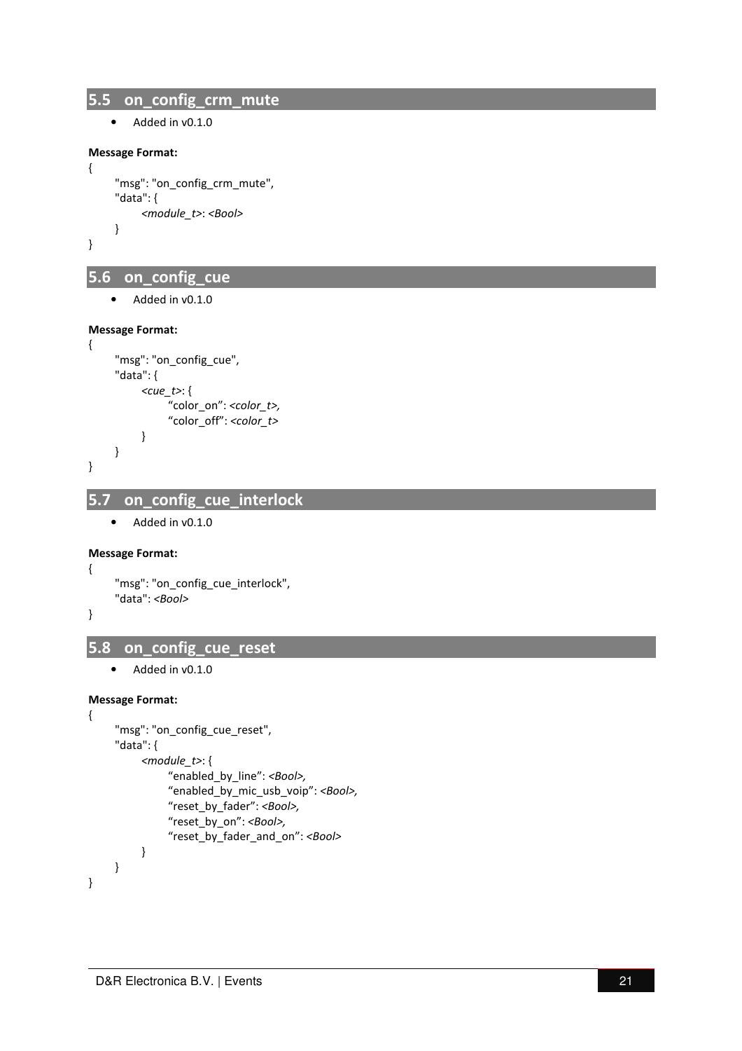## 5.5 on_config_crm_mute

- Added in v0.1.0

**Message Format:**

```
{
    "msg": "on_config_crm_mute",
    "data": {
        <module_t>: <Bool>
    }
}
```

## 5.6 on_config_cue

- Added in v0.1.0

**Message Format:**

```
{
    "msg": "on_config_cue",
    "data": {
        <cue_t>: {
            "color_on": <color_t>,
            "color_off": <color_t>
        }
    }
}
```

## 5.7 on_config_cue_interlock

- Added in v0.1.0

**Message Format:**

```
{
    "msg": "on_config_cue_interlock",
    "data": <Bool>
}
```

## 5.8 on_config_cue_reset

- Added in v0.1.0

**Message Format:**

```
{
    "msg": "on_config_cue_reset",
    "data": {
        <module_t>: {
            "enabled_by_line": <Bool>,
            "enabled_by_mic_usb_voip": <Bool>,
            "reset_by_fader": <Bool>,
            "reset_by_on": <Bool>,
            "reset_by_fader_and_on": <Bool>
        }
    }
}
```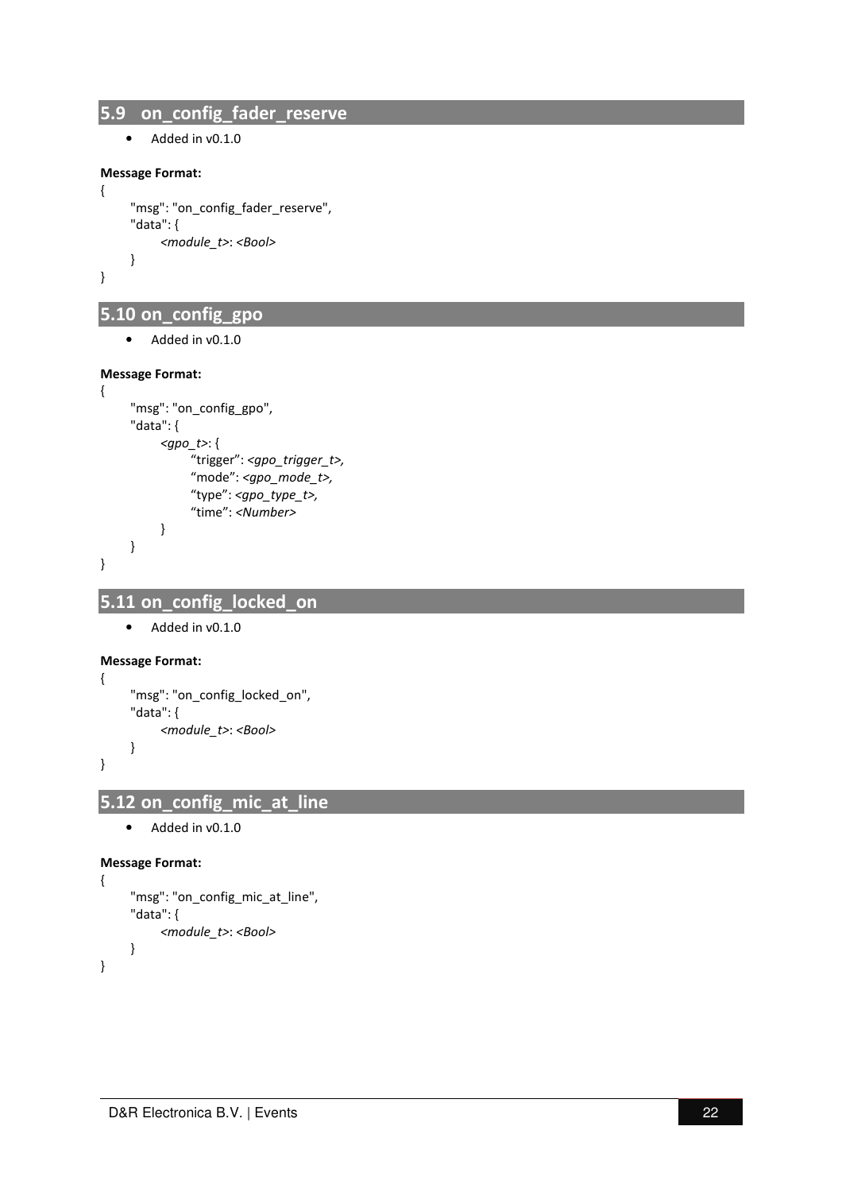## 5.9 on_config_fader_reserve

- Added in v0.1.0

**Message Format:**

```
{
    "msg": "on_config_fader_reserve",
    "data": {
        <module_t>: <Bool>
    }
}
```

## 5.10 on_config_gpo

- Added in v0.1.0

**Message Format:**

```
{
    "msg": "on_config_gpo",
    "data": {
        <gpo_t>: {
            "trigger": <gpo_trigger_t>,
            "mode": <gpo_mode_t>,
            "type": <gpo_type_t>,
            "time": <Number>
        }
    }
}
```

## 5.11 on_config_locked_on

- Added in v0.1.0

**Message Format:**

```
{
    "msg": "on_config_locked_on",
    "data": {
        <module_t>: <Bool>
    }
}
```

## 5.12 on_config_mic_at_line

- Added in v0.1.0

**Message Format:**

```
{
    "msg": "on_config_mic_at_line",
    "data": {
        <module_t>: <Bool>
    }
}
```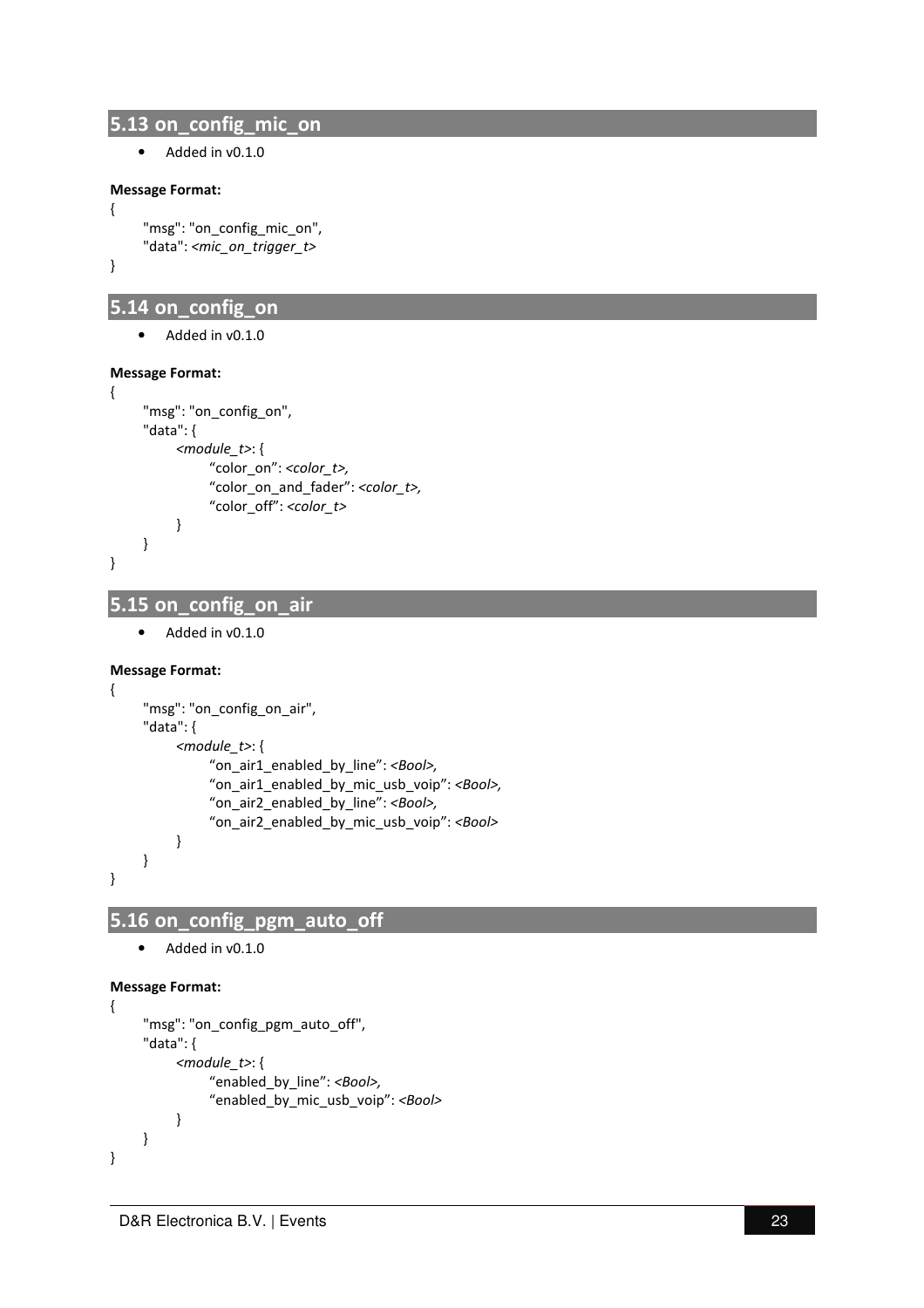## 5.13 on_config_mic_on

- Added in v0.1.0

**Message Format:**

```
{
    "msg": "on_config_mic_on",
    "data": <mic_on_trigger_t>
}
```

## 5.14 on_config_on

- Added in v0.1.0

**Message Format:**

```
{
    "msg": "on_config_on",
    "data": {
        <module_t>: {
            “color_on”: <color_t>,
            “color_on_and_fader”: <color_t>,
            “color_off”: <color_t>
        }
    }
}
```

## 5.15 on_config_on_air

- Added in v0.1.0

**Message Format:**

```
{
    "msg": "on_config_on_air",
    "data": {
        <module_t>: {
            “on_air1_enabled_by_line”: <Bool>,
            “on_air1_enabled_by_mic_usb_voip”: <Bool>,
            “on_air2_enabled_by_line”: <Bool>,
            “on_air2_enabled_by_mic_usb_voip”: <Bool>
        }
    }
}
```

## 5.16 on_config_pgm_auto_off

- Added in v0.1.0

**Message Format:**

```
{
    "msg": "on_config_pgm_auto_off",
    "data": {
        <module_t>: {
            “enabled_by_line”: <Bool>,
            “enabled_by_mic_usb_voip”: <Bool>
        }
    }
}
```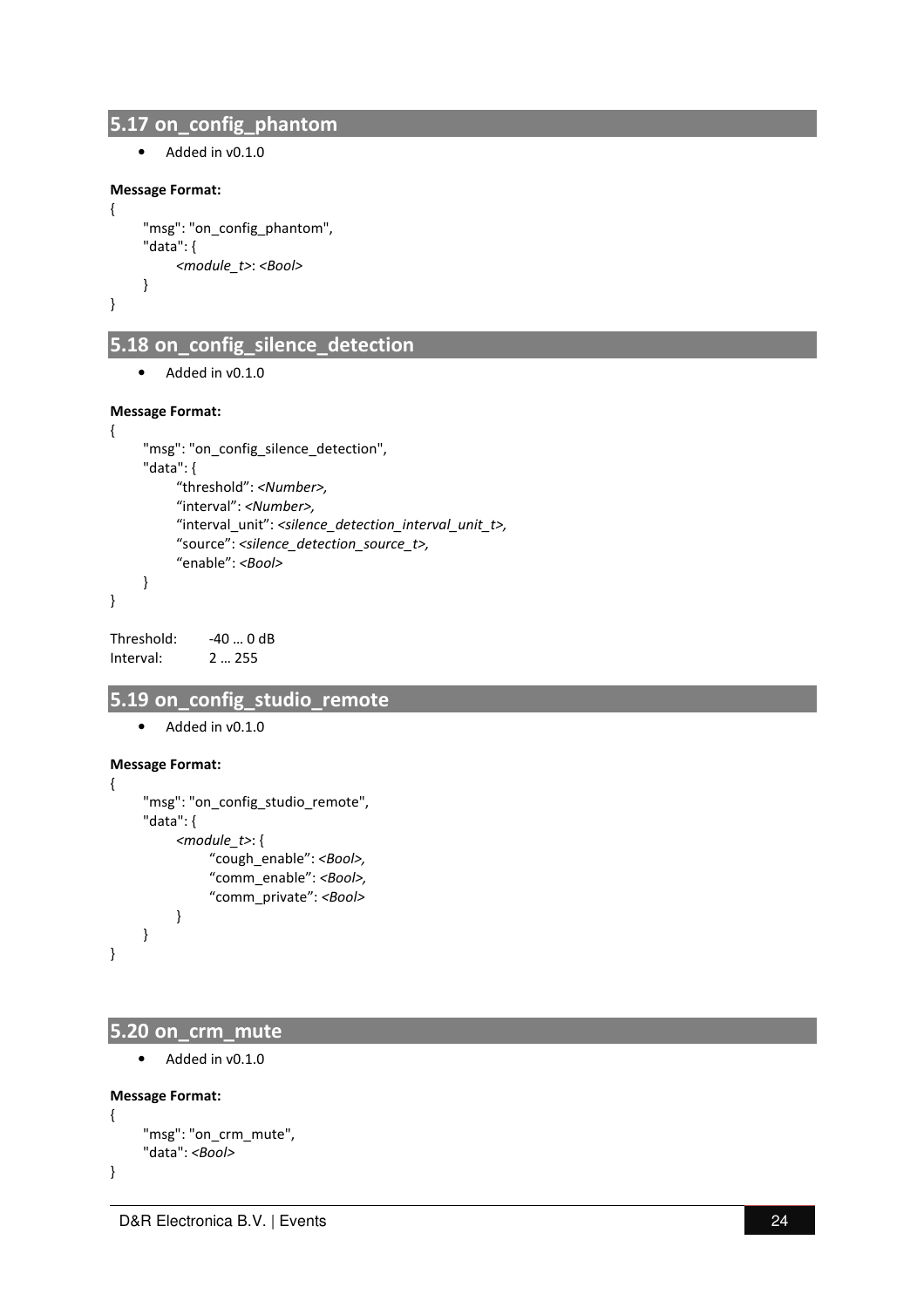## 5.17 on_config_phantom

- Added in v0.1.0

**Message Format:**

```
{
    "msg": "on_config_phantom",
    "data": {
        <module_t>: <Bool>
    }
}
```

## 5.18 on_config_silence_detection

- Added in v0.1.0

**Message Format:**

```
{
    "msg": "on_config_silence_detection",
    "data": {
        "threshold": <Number>,
        "interval": <Number>,
        "interval_unit": <silence_detection_interval_unit_t>,
        "source": <silence_detection_source_t>,
        "enable": <Bool>
    }
}
```

Threshold: -40 … 0 dB
Interval: 2 … 255

## 5.19 on_config_studio_remote

- Added in v0.1.0

**Message Format:**

```
{
    "msg": "on_config_studio_remote",
    "data": {
        <module_t>: {
            "cough_enable": <Bool>,
            "comm_enable": <Bool>,
            "comm_private": <Bool>
        }
    }
}
```

## 5.20 on_crm_mute

- Added in v0.1.0

**Message Format:**

```
{
    "msg": "on_crm_mute",
    "data": <Bool>
}
```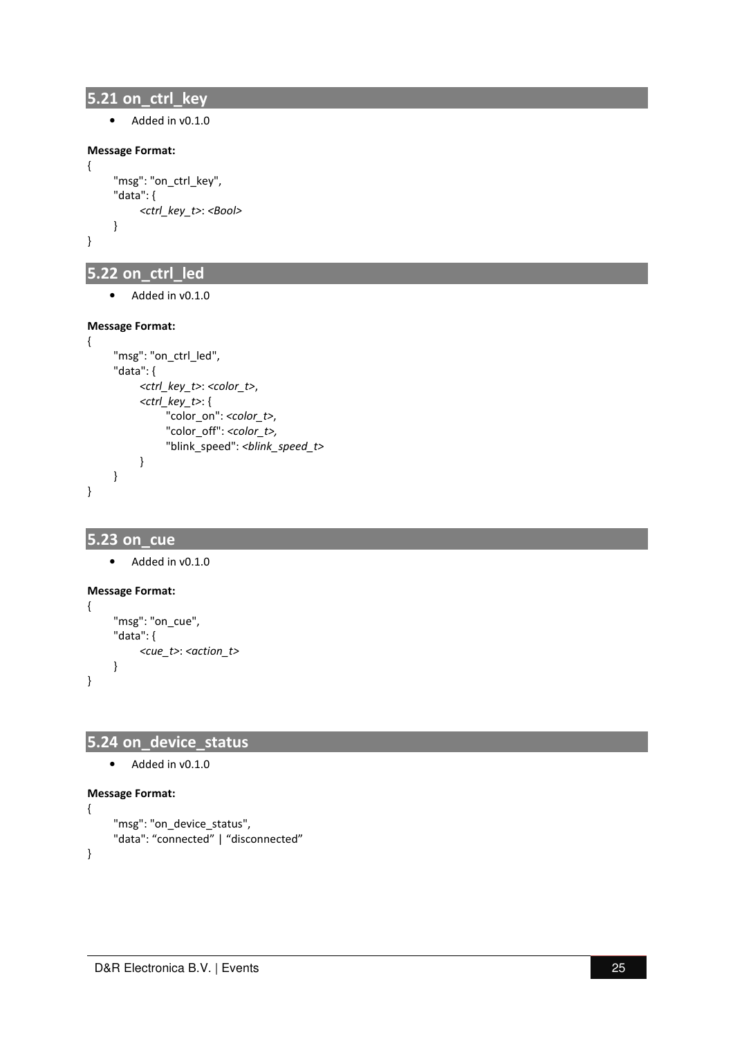## 5.21 on_ctrl_key

- Added in v0.1.0

**Message Format:**

```
{
    "msg": "on_ctrl_key",
    "data": {
        <ctrl_key_t>: <Bool>
    }
}
```

## 5.22 on_ctrl_led

- Added in v0.1.0

**Message Format:**

```
{
    "msg": "on_ctrl_led",
    "data": {
        <ctrl_key_t>: <color_t>,
        <ctrl_key_t>: {
            "color_on": <color_t>,
            "color_off": <color_t>,
            "blink_speed": <blink_speed_t>
        }
    }
}
```

## 5.23 on_cue

- Added in v0.1.0

**Message Format:**

```
{
    "msg": "on_cue",
    "data": {
        <cue_t>: <action_t>
    }
}
```

## 5.24 on_device_status

- Added in v0.1.0

**Message Format:**

```
{
    "msg": "on_device_status",
    "data": "connected" | "disconnected"
}
```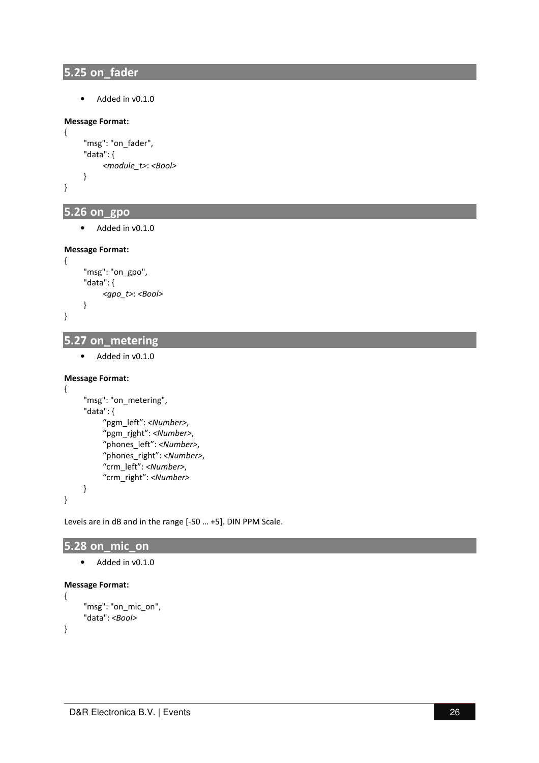## 5.25 on_fader

- Added in v0.1.0

**Message Format:**

```
{
    "msg": "on_fader",
    "data": {
        <module_t>: <Bool>
    }
}
```

## 5.26 on_gpo

- Added in v0.1.0

**Message Format:**

```
{
    "msg": "on_gpo",
    "data": {
        <gpo_t>: <Bool>
    }
}
```

## 5.27 on_metering

- Added in v0.1.0

**Message Format:**

```
{
    "msg": "on_metering",
    "data": {
        “pgm_left”: <Number>,
        “pgm_rjght”: <Number>,
        “phones_left”: <Number>,
        “phones_right”: <Number>,
        “crm_left”: <Number>,
        “crm_right”: <Number>
    }
}
```

Levels are in dB and in the range [-50 … +5]. DIN PPM Scale.

## 5.28 on_mic_on

- Added in v0.1.0

**Message Format:**

```
{
    "msg": "on_mic_on",
    "data": <Bool>
}
```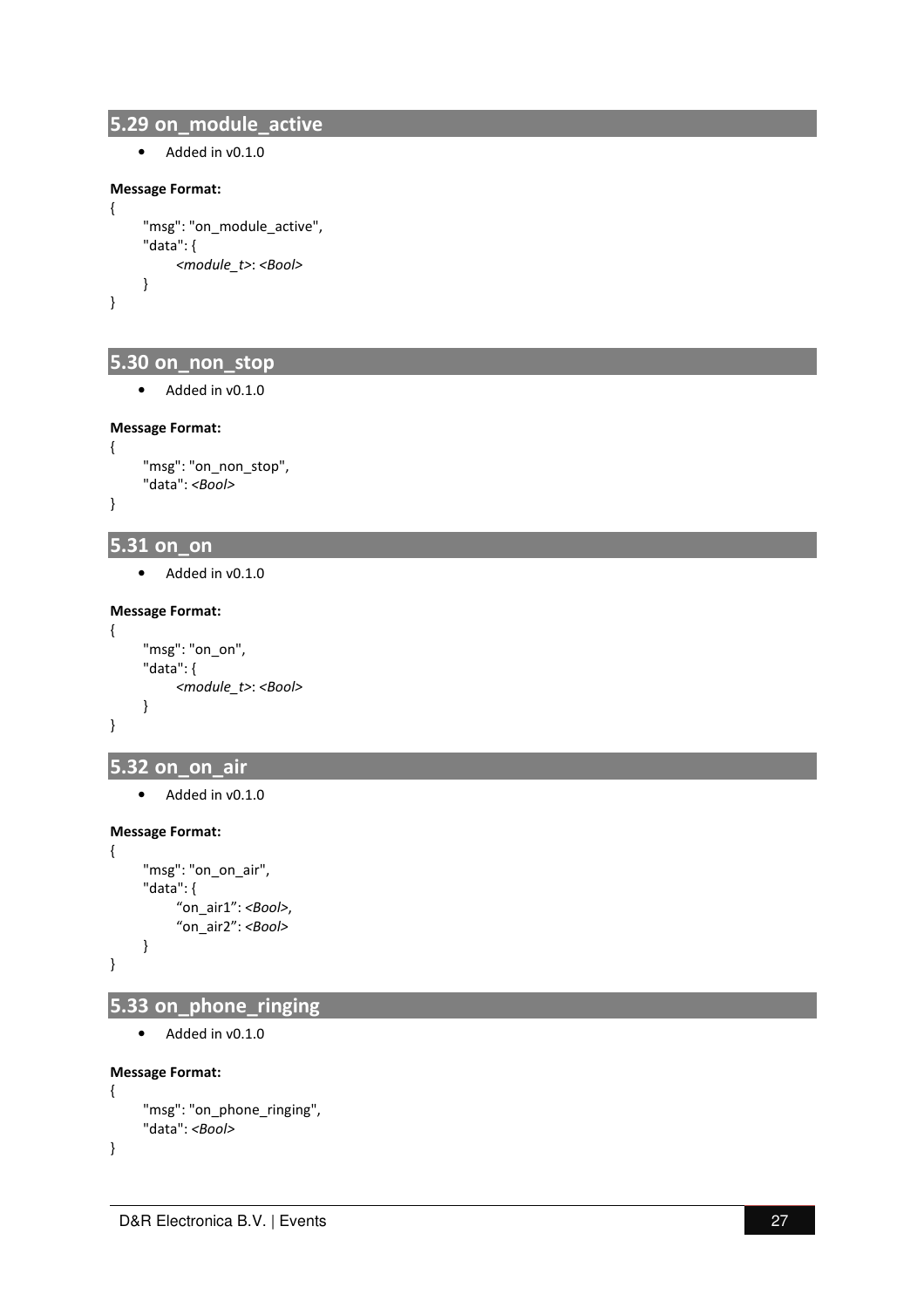## 5.29 on_module_active

- Added in v0.1.0

**Message Format:**

```
{
    "msg": "on_module_active",
    "data": {
        <module_t>: <Bool>
    }
}
```

## 5.30 on_non_stop

- Added in v0.1.0

**Message Format:**

```
{
    "msg": "on_non_stop",
    "data": <Bool>
}
```

## 5.31 on_on

- Added in v0.1.0

**Message Format:**

```
{
    "msg": "on_on",
    "data": {
        <module_t>: <Bool>
    }
}
```

## 5.32 on_on_air

- Added in v0.1.0

**Message Format:**

```
{
    "msg": "on_on_air",
    "data": {
        "on_air1": <Bool>,
        "on_air2": <Bool>
    }
}
```

## 5.33 on_phone_ringing

- Added in v0.1.0

**Message Format:**

```
{
    "msg": "on_phone_ringing",
    "data": <Bool>
}
```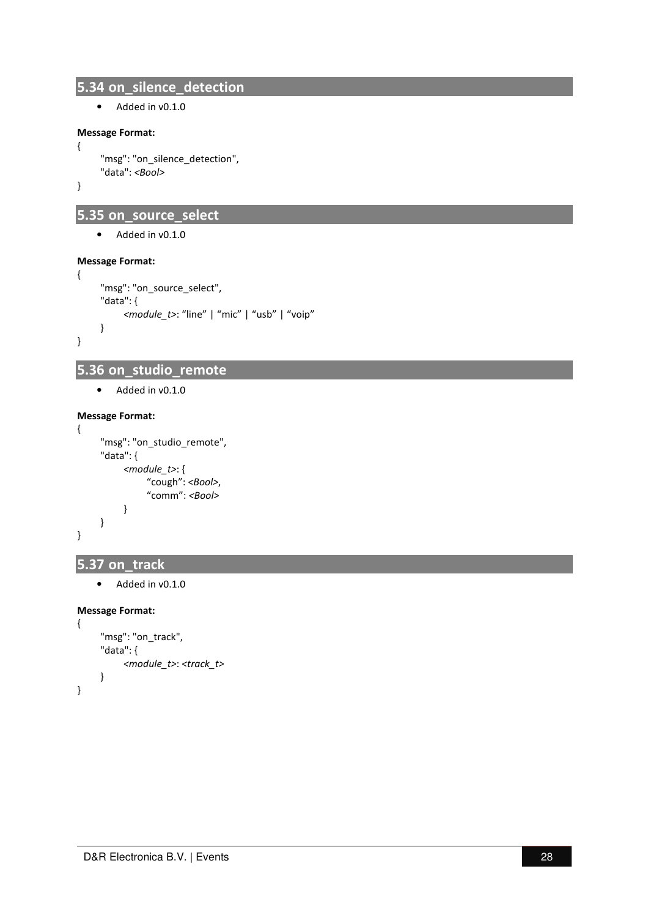## 5.34 on_silence_detection

- Added in v0.1.0

**Message Format:**

```
{
    "msg": "on_silence_detection",
    "data": <Bool>
}
```

## 5.35 on_source_select

- Added in v0.1.0

**Message Format:**

```
{
    "msg": "on_source_select",
    "data": {
        <module_t>: "line" | "mic" | "usb" | "voip"
    }
}
```

## 5.36 on_studio_remote

- Added in v0.1.0

**Message Format:**

```
{
    "msg": "on_studio_remote",
    "data": {
        <module_t>: {
            "cough": <Bool>,
            "comm": <Bool>
        }
    }
}
```

## 5.37 on_track

- Added in v0.1.0

**Message Format:**

```
{
    "msg": "on_track",
    "data": {
        <module_t>: <track_t>
    }
}
```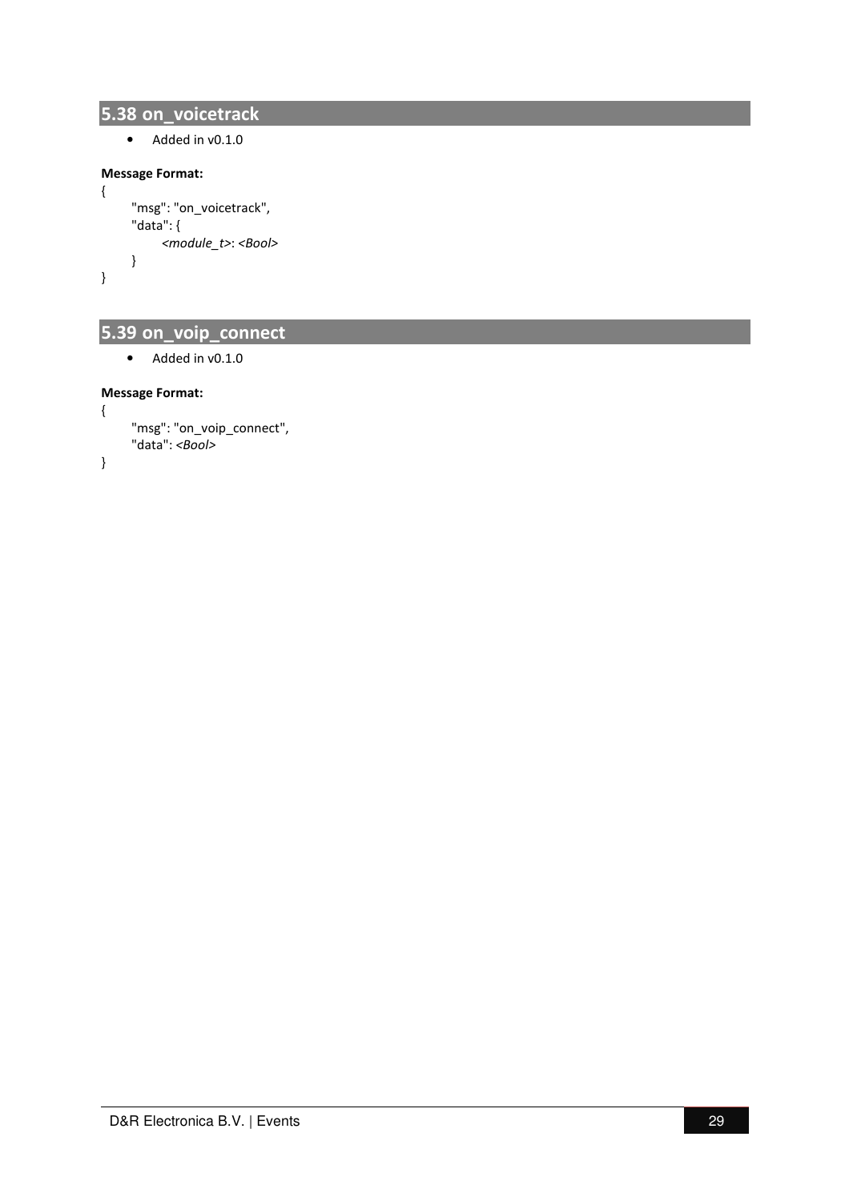## 5.38 on_voicetrack

- Added in v0.1.0

**Message Format:**

```
{
    "msg": "on_voicetrack",
    "data": {
        <module_t>: <Bool>
    }
}
```

## 5.39 on_voip_connect

- Added in v0.1.0

**Message Format:**

```
{
    "msg": "on_voip_connect",
    "data": <Bool>
}
```